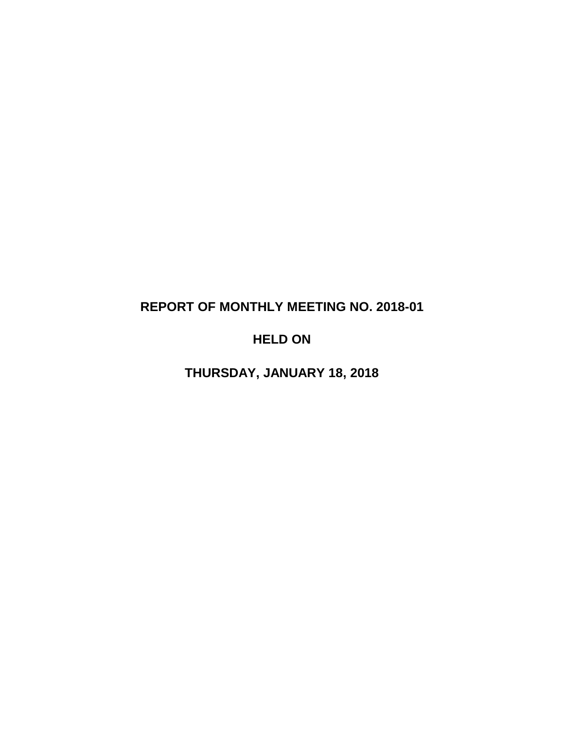# REPORT OF MONTHLY MEETING NO. 2018-01

# HELD ON

# THURSDAY, JANUARY 18, 2018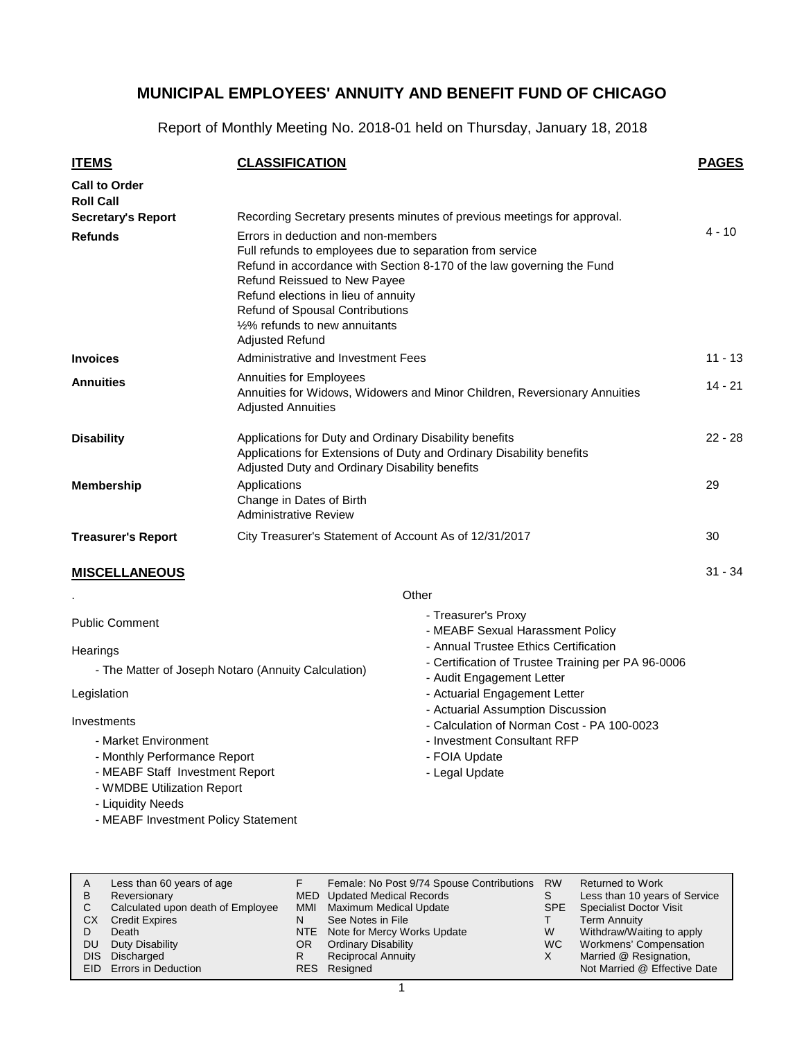# MUNICIPAL EMPLOYEES' ANNUITY AND BENEFIT FUND OF CHICAGO

Report of Monthly Meeting No. 2018-01 held on Thursday, January 18, 2018

| ITEMS | CLASSIFICATION | PAGES |
|---|---|---|
| **Call to Order** | | |
| **Roll Call** | | |
| **Secretary's Report** | Recording Secretary presents minutes of previous meetings for approval. | |
| **Refunds** | Errors in deduction and non-members<br>Full refunds to employees due to separation from service<br>Refund in accordance with Section 8-170 of the law governing the Fund<br>Refund Reissued to New Payee<br>Refund elections in lieu of annuity<br>Refund of Spousal Contributions<br>½% refunds to new annuitants<br>Adjusted Refund | 4 - 10 |
| **Invoices** | Administrative and Investment Fees | 11 - 13 |
| **Annuities** | Annuities for Employees<br>Annuities for Widows, Widowers and Minor Children, Reversionary Annuities<br>Adjusted Annuities | 14 - 21 |
| **Disability** | Applications for Duty and Ordinary Disability benefits<br>Applications for Extensions of Duty and Ordinary Disability benefits<br>Adjusted Duty and Ordinary Disability benefits | 22 - 28 |
| **Membership** | Applications<br>Change in Dates of Birth<br>Administrative Review | 29 |
| **Treasurer's Report** | City Treasurer's Statement of Account As of 12/31/2017 | 30 |

## MISCELLANEOUS

31 - 34

Public Comment

Hearings

- The Matter of Joseph Notaro (Annuity Calculation)

Legislation

Investments

- Market Environment
- Monthly Performance Report
- MEABF Staff Investment Report
- WMDBE Utilization Report
- Liquidity Needs
- MEABF Investment Policy Statement

Other

- Treasurer's Proxy
- MEABF Sexual Harassment Policy
- Annual Trustee Ethics Certification
- Certification of Trustee Training per PA 96-0006
- Audit Engagement Letter
- Actuarial Engagement Letter
- Actuarial Assumption Discussion
- Calculation of Norman Cost - PA 100-0023
- Investment Consultant RFP
- FOIA Update
- Legal Update

| | | | | | |
|---|---|---|---|---|---|
| A | Less than 60 years of age | F | Female: No Post 9/74 Spouse Contributions | RW | Returned to Work |
| B | Reversionary | MED | Updated Medical Records | S | Less than 10 years of Service |
| C | Calculated upon death of Employee | MMI | Maximum Medical Update | SPE | Specialist Doctor Visit |
| CX | Credit Expires | N | See Notes in File | T | Term Annuity |
| D | Death | NTE | Note for Mercy Works Update | W | Withdraw/Waiting to apply |
| DU | Duty Disability | OR | Ordinary Disability | WC | Workmens' Compensation |
| DIS | Discharged | R | Reciprocal Annuity | X | Married @ Resignation, Not Married @ Effective Date |
| EID | Errors in Deduction | RES | Resigned | | |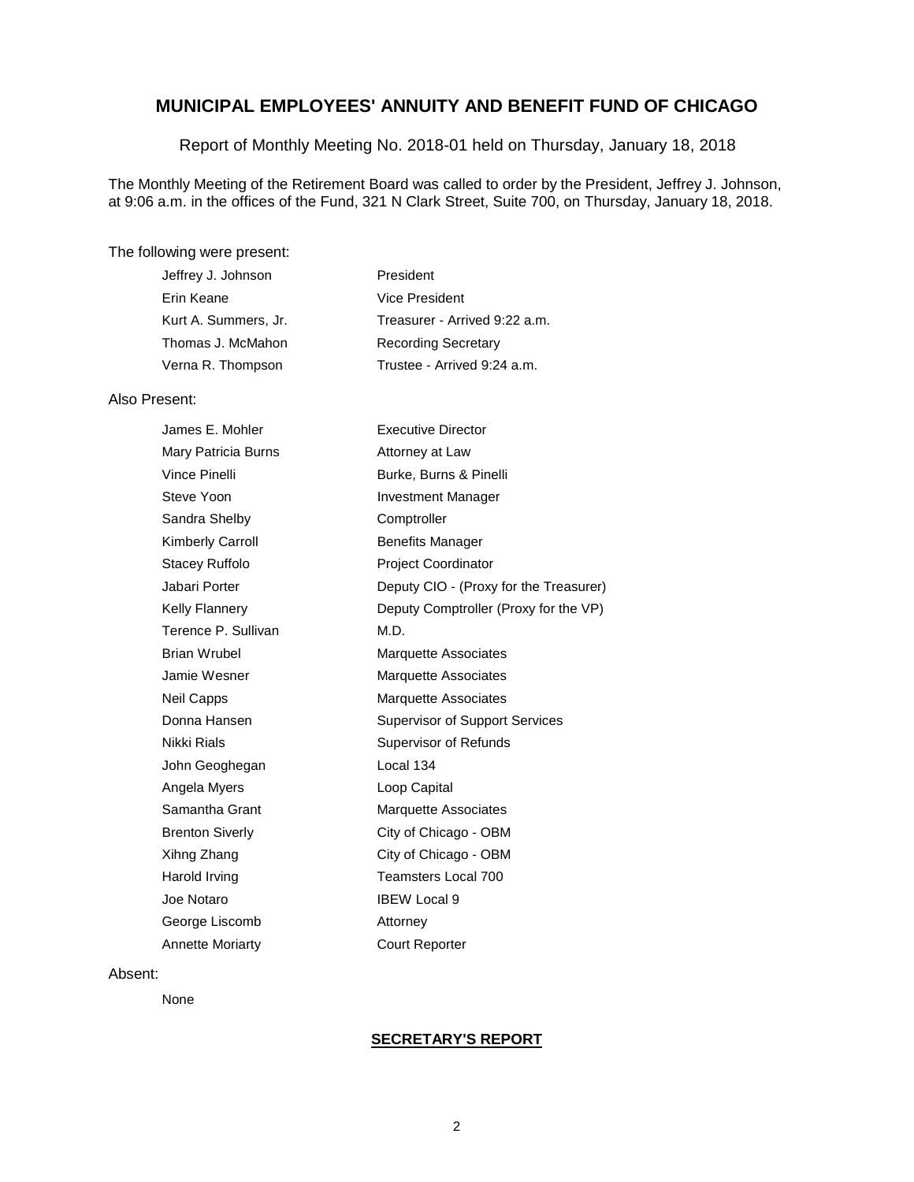## MUNICIPAL EMPLOYEES' ANNUITY AND BENEFIT FUND OF CHICAGO

Report of Monthly Meeting No. 2018-01 held on Thursday, January 18, 2018

The Monthly Meeting of the Retirement Board was called to order by the President, Jeffrey J. Johnson, at 9:06 a.m. in the offices of the Fund, 321 N Clark Street, Suite 700, on Thursday, January 18, 2018.

The following were present:

| | |
|---|---|
| Jeffrey J. Johnson | President |
| Erin Keane | Vice President |
| Kurt A. Summers, Jr. | Treasurer - Arrived 9:22 a.m. |
| Thomas J. McMahon | Recording Secretary |
| Verna R. Thompson | Trustee - Arrived 9:24 a.m. |

Also Present:

| | |
|---|---|
| James E. Mohler | Executive Director |
| Mary Patricia Burns | Attorney at Law |
| Vince Pinelli | Burke, Burns & Pinelli |
| Steve Yoon | Investment Manager |
| Sandra Shelby | Comptroller |
| Kimberly Carroll | Benefits Manager |
| Stacey Ruffolo | Project Coordinator |
| Jabari Porter | Deputy CIO - (Proxy for the Treasurer) |
| Kelly Flannery | Deputy Comptroller (Proxy for the VP) |
| Terence P. Sullivan | M.D. |
| Brian Wrubel | Marquette Associates |
| Jamie Wesner | Marquette Associates |
| Neil Capps | Marquette Associates |
| Donna Hansen | Supervisor of Support Services |
| Nikki Rials | Supervisor of Refunds |
| John Geoghegan | Local 134 |
| Angela Myers | Loop Capital |
| Samantha Grant | Marquette Associates |
| Brenton Siverly | City of Chicago - OBM |
| Xihng Zhang | City of Chicago - OBM |
| Harold Irving | Teamsters Local 700 |
| Joe Notaro | IBEW Local 9 |
| George Liscomb | Attorney |
| Annette Moriarty | Court Reporter |

Absent:

None

**SECRETARY'S REPORT**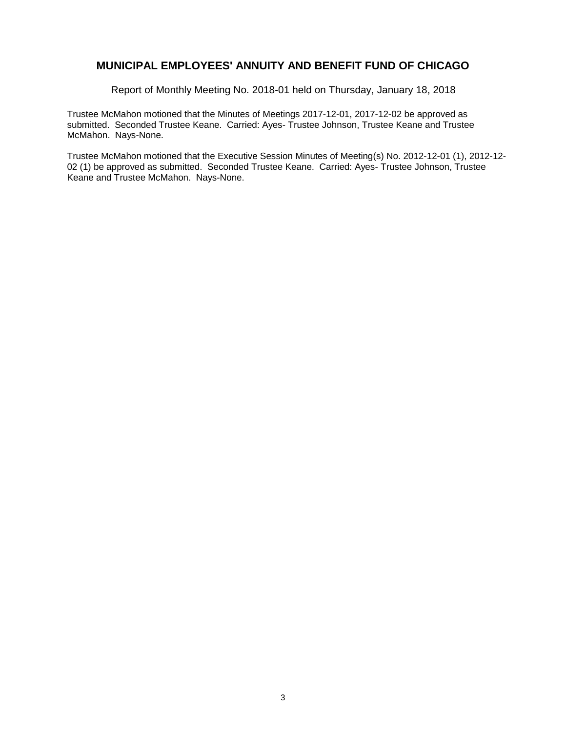## MUNICIPAL EMPLOYEES' ANNUITY AND BENEFIT FUND OF CHICAGO

Report of Monthly Meeting No. 2018-01 held on Thursday, January 18, 2018

Trustee McMahon motioned that the Minutes of Meetings 2017-12-01, 2017-12-02 be approved as submitted. Seconded Trustee Keane. Carried: Ayes- Trustee Johnson, Trustee Keane and Trustee McMahon. Nays-None.

Trustee McMahon motioned that the Executive Session Minutes of Meeting(s) No. 2012-12-01 (1), 2012-12-02 (1) be approved as submitted. Seconded Trustee Keane. Carried: Ayes- Trustee Johnson, Trustee Keane and Trustee McMahon. Nays-None.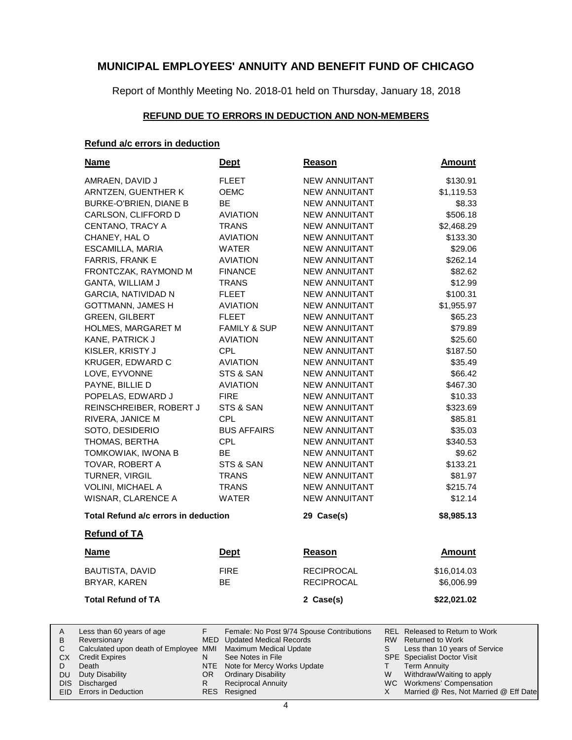# MUNICIPAL EMPLOYEES' ANNUITY AND BENEFIT FUND OF CHICAGO

Report of Monthly Meeting No. 2018-01 held on Thursday, January 18, 2018

## REFUND DUE TO ERRORS IN DEDUCTION AND NON-MEMBERS

### Refund a/c errors in deduction

| Name | Dept | Reason | Amount |
|---|---|---|---|
| AMRAEN, DAVID J | FLEET | NEW ANNUITANT | $130.91 |
| ARNTZEN, GUENTHER K | OEMC | NEW ANNUITANT | $1,119.53 |
| BURKE-O'BRIEN, DIANE B | BE | NEW ANNUITANT | $8.33 |
| CARLSON, CLIFFORD D | AVIATION | NEW ANNUITANT | $506.18 |
| CENTANO, TRACY A | TRANS | NEW ANNUITANT | $2,468.29 |
| CHANEY, HAL O | AVIATION | NEW ANNUITANT | $133.30 |
| ESCAMILLA, MARIA | WATER | NEW ANNUITANT | $29.06 |
| FARRIS, FRANK E | AVIATION | NEW ANNUITANT | $262.14 |
| FRONTCZAK, RAYMOND M | FINANCE | NEW ANNUITANT | $82.62 |
| GANTA, WILLIAM J | TRANS | NEW ANNUITANT | $12.99 |
| GARCIA, NATIVIDAD N | FLEET | NEW ANNUITANT | $100.31 |
| GOTTMANN, JAMES H | AVIATION | NEW ANNUITANT | $1,955.97 |
| GREEN, GILBERT | FLEET | NEW ANNUITANT | $65.23 |
| HOLMES, MARGARET M | FAMILY & SUP | NEW ANNUITANT | $79.89 |
| KANE, PATRICK J | AVIATION | NEW ANNUITANT | $25.60 |
| KISLER, KRISTY J | CPL | NEW ANNUITANT | $187.50 |
| KRUGER, EDWARD C | AVIATION | NEW ANNUITANT | $35.49 |
| LOVE, EYVONNE | STS & SAN | NEW ANNUITANT | $66.42 |
| PAYNE, BILLIE D | AVIATION | NEW ANNUITANT | $467.30 |
| POPELAS, EDWARD J | FIRE | NEW ANNUITANT | $10.33 |
| REINSCHREIBER, ROBERT J | STS & SAN | NEW ANNUITANT | $323.69 |
| RIVERA, JANICE M | CPL | NEW ANNUITANT | $85.81 |
| SOTO, DESIDERIO | BUS AFFAIRS | NEW ANNUITANT | $35.03 |
| THOMAS, BERTHA | CPL | NEW ANNUITANT | $340.53 |
| TOMKOWIAK, IWONA B | BE | NEW ANNUITANT | $9.62 |
| TOVAR, ROBERT A | STS & SAN | NEW ANNUITANT | $133.21 |
| TURNER, VIRGIL | TRANS | NEW ANNUITANT | $81.97 |
| VOLINI, MICHAEL A | TRANS | NEW ANNUITANT | $215.74 |
| WISNAR, CLARENCE A | WATER | NEW ANNUITANT | $12.14 |
| **Total Refund a/c errors in deduction** | | **29 Case(s)** | **$8,985.13** |

### Refund of TA

| Name | Dept | Reason | Amount |
|---|---|---|---|
| BAUTISTA, DAVID | FIRE | RECIPROCAL | $16,014.03 |
| BRYAR, KAREN | BE | RECIPROCAL | $6,006.99 |
| **Total Refund of TA** | | **2 Case(s)** | **$22,021.02** |

| | | | | | |
|---|---|---|---|---|---|
| A | Less than 60 years of age | F | Female: No Post 9/74 Spouse Contributions | REL | Released to Return to Work |
| B | Reversionary | MED | Updated Medical Records | RW | Returned to Work |
| C | Calculated upon death of Employee | MMI | Maximum Medical Update | S | Less than 10 years of Service |
| CX | Credit Expires | N | See Notes in File | SPE | Specialist Doctor Visit |
| D | Death | NTE | Note for Mercy Works Update | T | Term Annuity |
| DU | Duty Disability | OR | Ordinary Disability | W | Withdraw/Waiting to apply |
| DIS | Discharged | R | Reciprocal Annuity | WC | Workmens' Compensation |
| EID | Errors in Deduction | RES | Resigned | X | Married @ Res, Not Married @ Eff Date |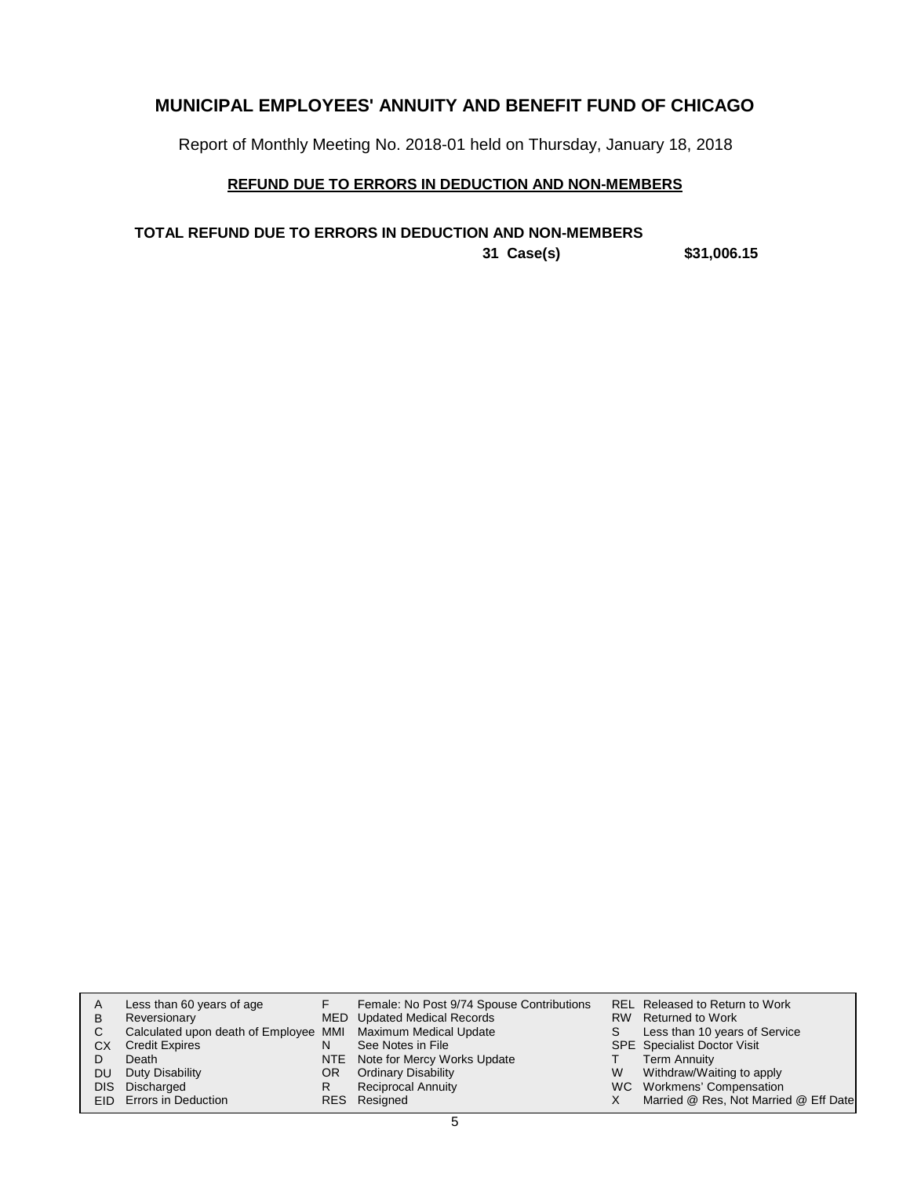# MUNICIPAL EMPLOYEES' ANNUITY AND BENEFIT FUND OF CHICAGO

Report of Monthly Meeting No. 2018-01 held on Thursday, January 18, 2018

## REFUND DUE TO ERRORS IN DEDUCTION AND NON-MEMBERS

**TOTAL REFUND DUE TO ERRORS IN DEDUCTION AND NON-MEMBERS**

**31 Case(s) $31,006.15**

| | | | | | |
|---|---|---|---|---|---|
| A | Less than 60 years of age | F | Female: No Post 9/74 Spouse Contributions | REL | Released to Return to Work |
| B | Reversionary | MED | Updated Medical Records | RW | Returned to Work |
| C | Calculated upon death of Employee | MMI | Maximum Medical Update | S | Less than 10 years of Service |
| CX | Credit Expires | N | See Notes in File | SPE | Specialist Doctor Visit |
| D | Death | NTE | Note for Mercy Works Update | T | Term Annuity |
| DU | Duty Disability | OR | Ordinary Disability | W | Withdraw/Waiting to apply |
| DIS | Discharged | R | Reciprocal Annuity | WC | Workmens' Compensation |
| EID | Errors in Deduction | RES | Resigned | X | Married @ Res, Not Married @ Eff Date |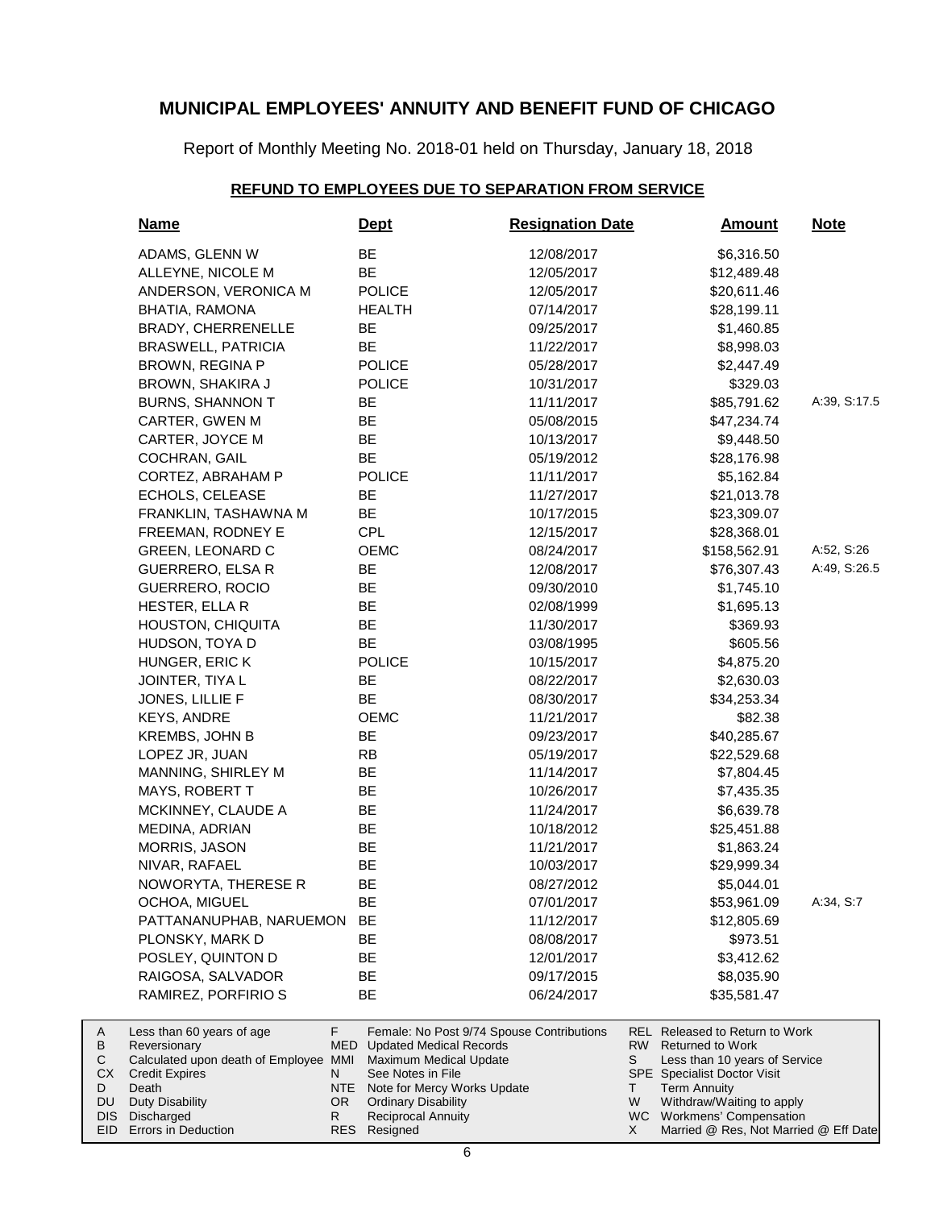# MUNICIPAL EMPLOYEES' ANNUITY AND BENEFIT FUND OF CHICAGO

Report of Monthly Meeting No. 2018-01 held on Thursday, January 18, 2018

## REFUND TO EMPLOYEES DUE TO SEPARATION FROM SERVICE

| Name | Dept | Resignation Date | Amount | Note |
|---|---|---|---|---|
| ADAMS, GLENN W | BE | 12/08/2017 | $6,316.50 | |
| ALLEYNE, NICOLE M | BE | 12/05/2017 | $12,489.48 | |
| ANDERSON, VERONICA M | POLICE | 12/05/2017 | $20,611.46 | |
| BHATIA, RAMONA | HEALTH | 07/14/2017 | $28,199.11 | |
| BRADY, CHERRENELLE | BE | 09/25/2017 | $1,460.85 | |
| BRASWELL, PATRICIA | BE | 11/22/2017 | $8,998.03 | |
| BROWN, REGINA P | POLICE | 05/28/2017 | $2,447.49 | |
| BROWN, SHAKIRA J | POLICE | 10/31/2017 | $329.03 | |
| BURNS, SHANNON T | BE | 11/11/2017 | $85,791.62 | A:39, S:17.5 |
| CARTER, GWEN M | BE | 05/08/2015 | $47,234.74 | |
| CARTER, JOYCE M | BE | 10/13/2017 | $9,448.50 | |
| COCHRAN, GAIL | BE | 05/19/2012 | $28,176.98 | |
| CORTEZ, ABRAHAM P | POLICE | 11/11/2017 | $5,162.84 | |
| ECHOLS, CELEASE | BE | 11/27/2017 | $21,013.78 | |
| FRANKLIN, TASHAWNA M | BE | 10/17/2015 | $23,309.07 | |
| FREEMAN, RODNEY E | CPL | 12/15/2017 | $28,368.01 | |
| GREEN, LEONARD C | OEMC | 08/24/2017 | $158,562.91 | A:52, S:26 |
| GUERRERO, ELSA R | BE | 12/08/2017 | $76,307.43 | A:49, S:26.5 |
| GUERRERO, ROCIO | BE | 09/30/2010 | $1,745.10 | |
| HESTER, ELLA R | BE | 02/08/1999 | $1,695.13 | |
| HOUSTON, CHIQUITA | BE | 11/30/2017 | $369.93 | |
| HUDSON, TOYA D | BE | 03/08/1995 | $605.56 | |
| HUNGER, ERIC K | POLICE | 10/15/2017 | $4,875.20 | |
| JOINTER, TIYA L | BE | 08/22/2017 | $2,630.03 | |
| JONES, LILLIE F | BE | 08/30/2017 | $34,253.34 | |
| KEYS, ANDRE | OEMC | 11/21/2017 | $82.38 | |
| KREMBS, JOHN B | BE | 09/23/2017 | $40,285.67 | |
| LOPEZ JR, JUAN | RB | 05/19/2017 | $22,529.68 | |
| MANNING, SHIRLEY M | BE | 11/14/2017 | $7,804.45 | |
| MAYS, ROBERT T | BE | 10/26/2017 | $7,435.35 | |
| MCKINNEY, CLAUDE A | BE | 11/24/2017 | $6,639.78 | |
| MEDINA, ADRIAN | BE | 10/18/2012 | $25,451.88 | |
| MORRIS, JASON | BE | 11/21/2017 | $1,863.24 | |
| NIVAR, RAFAEL | BE | 10/03/2017 | $29,999.34 | |
| NOWORYTA, THERESE R | BE | 08/27/2012 | $5,044.01 | |
| OCHOA, MIGUEL | BE | 07/01/2017 | $53,961.09 | A:34, S:7 |
| PATTANANUPHAB, NARUEMON | BE | 11/12/2017 | $12,805.69 | |
| PLONSKY, MARK D | BE | 08/08/2017 | $973.51 | |
| POSLEY, QUINTON D | BE | 12/01/2017 | $3,412.62 | |
| RAIGOSA, SALVADOR | BE | 09/17/2015 | $8,035.90 | |
| RAMIREZ, PORFIRIO S | BE | 06/24/2017 | $35,581.47 | |

| | | | | | |
|---|---|---|---|---|---|
| A | Less than 60 years of age | F | Female: No Post 9/74 Spouse Contributions | REL | Released to Return to Work |
| B | Reversionary | MED | Updated Medical Records | RW | Returned to Work |
| C | Calculated upon death of Employee | MMI | Maximum Medical Update | S | Less than 10 years of Service |
| CX | Credit Expires | N | See Notes in File | SPE | Specialist Doctor Visit |
| D | Death | NTE | Note for Mercy Works Update | T | Term Annuity |
| DU | Duty Disability | OR | Ordinary Disability | W | Withdraw/Waiting to apply |
| DIS | Discharged | R | Reciprocal Annuity | WC | Workmens' Compensation |
| EID | Errors in Deduction | RES | Resigned | X | Married @ Res, Not Married @ Eff Date |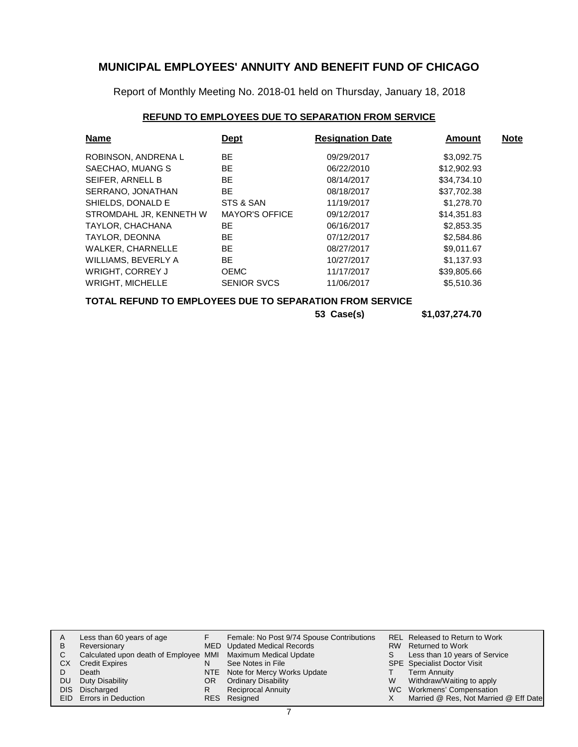# MUNICIPAL EMPLOYEES' ANNUITY AND BENEFIT FUND OF CHICAGO

Report of Monthly Meeting No. 2018-01 held on Thursday, January 18, 2018

## REFUND TO EMPLOYEES DUE TO SEPARATION FROM SERVICE

| Name | Dept | Resignation Date | Amount | Note |
|---|---|---|---|---|
| ROBINSON, ANDRENA L | BE | 09/29/2017 | $3,092.75 | |
| SAECHAO, MUANG S | BE | 06/22/2010 | $12,902.93 | |
| SEIFER, ARNELL B | BE | 08/14/2017 | $34,734.10 | |
| SERRANO, JONATHAN | BE | 08/18/2017 | $37,702.38 | |
| SHIELDS, DONALD E | STS & SAN | 11/19/2017 | $1,278.70 | |
| STROMDAHL JR, KENNETH W | MAYOR'S OFFICE | 09/12/2017 | $14,351.83 | |
| TAYLOR, CHACHANA | BE | 06/16/2017 | $2,853.35 | |
| TAYLOR, DEONNA | BE | 07/12/2017 | $2,584.86 | |
| WALKER, CHARNELLE | BE | 08/27/2017 | $9,011.67 | |
| WILLIAMS, BEVERLY A | BE | 10/27/2017 | $1,137.93 | |
| WRIGHT, CORREY J | OEMC | 11/17/2017 | $39,805.66 | |
| WRIGHT, MICHELLE | SENIOR SVCS | 11/06/2017 | $5,510.36 | |

**TOTAL REFUND TO EMPLOYEES DUE TO SEPARATION FROM SERVICE**

**53 Case(s) $1,037,274.70**

| | | | | | |
|---|---|---|---|---|---|
| A | Less than 60 years of age | F | Female: No Post 9/74 Spouse Contributions | REL | Released to Return to Work |
| B | Reversionary | MED | Updated Medical Records | RW | Returned to Work |
| C | Calculated upon death of Employee | MMI | Maximum Medical Update | S | Less than 10 years of Service |
| CX | Credit Expires | N | See Notes in File | SPE | Specialist Doctor Visit |
| D | Death | NTE | Note for Mercy Works Update | T | Term Annuity |
| DU | Duty Disability | OR | Ordinary Disability | W | Withdraw/Waiting to apply |
| DIS | Discharged | R | Reciprocal Annuity | WC | Workmens' Compensation |
| EID | Errors in Deduction | RES | Resigned | X | Married @ Res, Not Married @ Eff Date |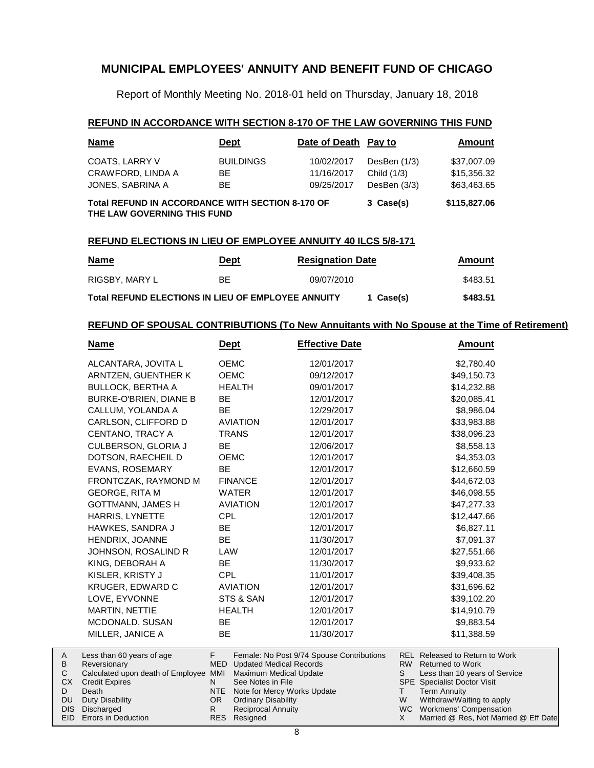# MUNICIPAL EMPLOYEES' ANNUITY AND BENEFIT FUND OF CHICAGO

Report of Monthly Meeting No. 2018-01 held on Thursday, January 18, 2018

## REFUND IN ACCORDANCE WITH SECTION 8-170 OF THE LAW GOVERNING THIS FUND

| Name | Dept | Date of Death | Pay to | Amount |
|---|---|---|---|---|
| COATS, LARRY V | BUILDINGS | 10/02/2017 | DesBen (1/3) | $37,007.09 |
| CRAWFORD, LINDA A | BE | 11/16/2017 | Child (1/3) | $15,356.32 |
| JONES, SABRINA A | BE | 09/25/2017 | DesBen (3/3) | $63,463.65 |
| **Total REFUND IN ACCORDANCE WITH SECTION 8-170 OF THE LAW GOVERNING THIS FUND** | | | **3 Case(s)** | **$115,827.06** |

## REFUND ELECTIONS IN LIEU OF EMPLOYEE ANNUITY 40 ILCS 5/8-171

| Name | Dept | Resignation Date | | Amount |
|---|---|---|---|---|
| RIGSBY, MARY L | BE | 09/07/2010 | | $483.51 |
| **Total REFUND ELECTIONS IN LIEU OF EMPLOYEE ANNUITY** | | | **1 Case(s)** | **$483.51** |

## REFUND OF SPOUSAL CONTRIBUTIONS (To New Annuitants with No Spouse at the Time of Retirement)

| Name | Dept | Effective Date | Amount |
|---|---|---|---|
| ALCANTARA, JOVITA L | OEMC | 12/01/2017 | $2,780.40 |
| ARNTZEN, GUENTHER K | OEMC | 09/12/2017 | $49,150.73 |
| BULLOCK, BERTHA A | HEALTH | 09/01/2017 | $14,232.88 |
| BURKE-O'BRIEN, DIANE B | BE | 12/01/2017 | $20,085.41 |
| CALLUM, YOLANDA A | BE | 12/29/2017 | $8,986.04 |
| CARLSON, CLIFFORD D | AVIATION | 12/01/2017 | $33,983.88 |
| CENTANO, TRACY A | TRANS | 12/01/2017 | $38,096.23 |
| CULBERSON, GLORIA J | BE | 12/06/2017 | $8,558.13 |
| DOTSON, RAECHEIL D | OEMC | 12/01/2017 | $4,353.03 |
| EVANS, ROSEMARY | BE | 12/01/2017 | $12,660.59 |
| FRONTCZAK, RAYMOND M | FINANCE | 12/01/2017 | $44,672.03 |
| GEORGE, RITA M | WATER | 12/01/2017 | $46,098.55 |
| GOTTMANN, JAMES H | AVIATION | 12/01/2017 | $47,277.33 |
| HARRIS, LYNETTE | CPL | 12/01/2017 | $12,447.66 |
| HAWKES, SANDRA J | BE | 12/01/2017 | $6,827.11 |
| HENDRIX, JOANNE | BE | 11/30/2017 | $7,091.37 |
| JOHNSON, ROSALIND R | LAW | 12/01/2017 | $27,551.66 |
| KING, DEBORAH A | BE | 11/30/2017 | $9,933.62 |
| KISLER, KRISTY J | CPL | 11/01/2017 | $39,408.35 |
| KRUGER, EDWARD C | AVIATION | 12/01/2017 | $31,696.62 |
| LOVE, EYVONNE | STS & SAN | 12/01/2017 | $39,102.20 |
| MARTIN, NETTIE | HEALTH | 12/01/2017 | $14,910.79 |
| MCDONALD, SUSAN | BE | 12/01/2017 | $9,883.54 |
| MILLER, JANICE A | BE | 11/30/2017 | $11,388.59 |

| | | | | | |
|---|---|---|---|---|---|
| A | Less than 60 years of age | F | Female: No Post 9/74 Spouse Contributions | REL | Released to Return to Work |
| B | Reversionary | MED | Updated Medical Records | RW | Returned to Work |
| C | Calculated upon death of Employee | MMI | Maximum Medical Update | S | Less than 10 years of Service |
| CX | Credit Expires | N | See Notes in File | SPE | Specialist Doctor Visit |
| D | Death | NTE | Note for Mercy Works Update | T | Term Annuity |
| DU | Duty Disability | OR | Ordinary Disability | W | Withdraw/Waiting to apply |
| DIS | Discharged | R | Reciprocal Annuity | WC | Workmens' Compensation |
| EID | Errors in Deduction | RES | Resigned | X | Married @ Res, Not Married @ Eff Date |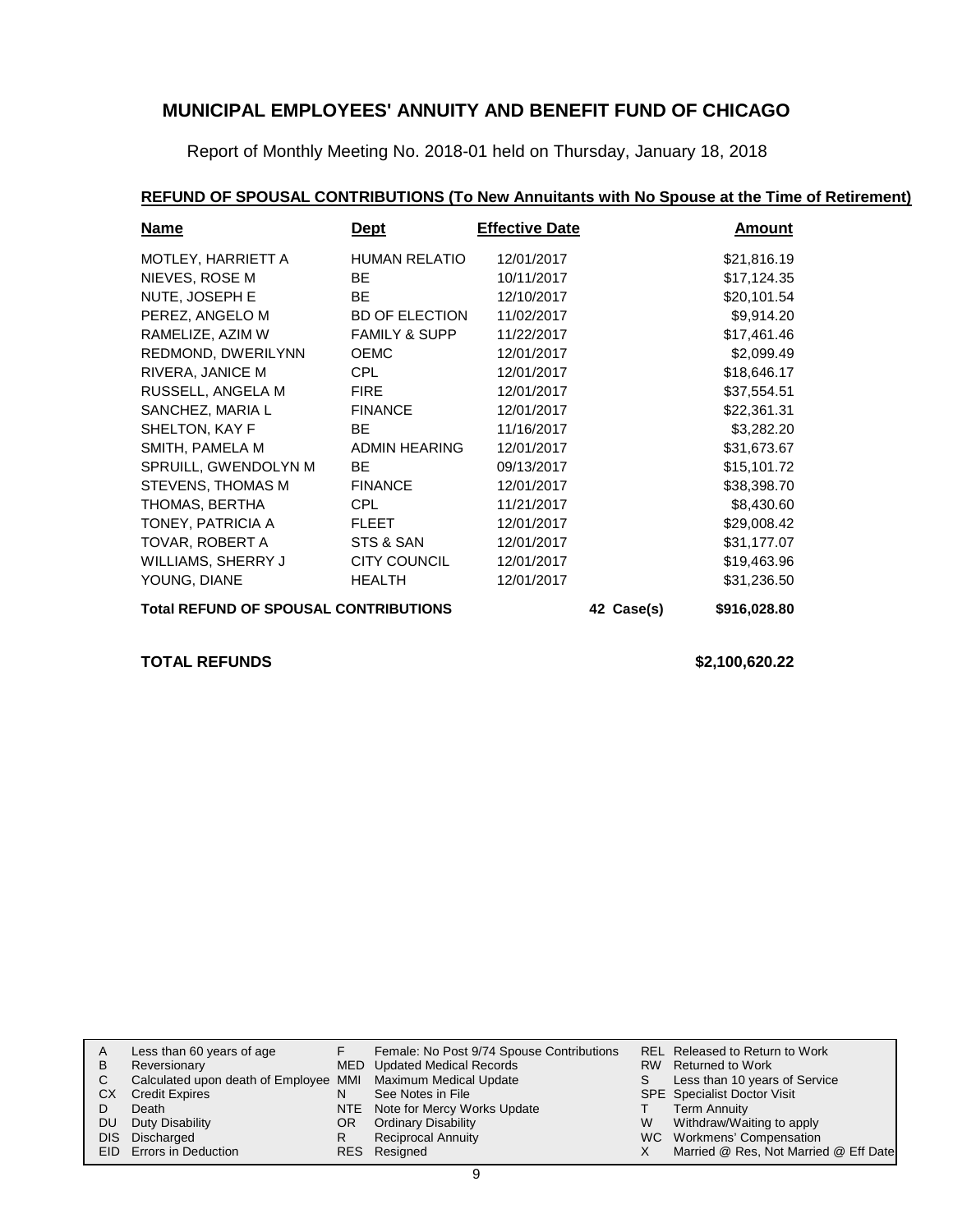# MUNICIPAL EMPLOYEES' ANNUITY AND BENEFIT FUND OF CHICAGO

Report of Monthly Meeting No. 2018-01 held on Thursday, January 18, 2018

## REFUND OF SPOUSAL CONTRIBUTIONS (To New Annuitants with No Spouse at the Time of Retirement)

| Name | Dept | Effective Date | | Amount |
|---|---|---|---|---|
| MOTLEY, HARRIETT A | HUMAN RELATIO | 12/01/2017 | | $21,816.19 |
| NIEVES, ROSE M | BE | 10/11/2017 | | $17,124.35 |
| NUTE, JOSEPH E | BE | 12/10/2017 | | $20,101.54 |
| PEREZ, ANGELO M | BD OF ELECTION | 11/02/2017 | | $9,914.20 |
| RAMELIZE, AZIM W | FAMILY & SUPP | 11/22/2017 | | $17,461.46 |
| REDMOND, DWERILYNN | OEMC | 12/01/2017 | | $2,099.49 |
| RIVERA, JANICE M | CPL | 12/01/2017 | | $18,646.17 |
| RUSSELL, ANGELA M | FIRE | 12/01/2017 | | $37,554.51 |
| SANCHEZ, MARIA L | FINANCE | 12/01/2017 | | $22,361.31 |
| SHELTON, KAY F | BE | 11/16/2017 | | $3,282.20 |
| SMITH, PAMELA M | ADMIN HEARING | 12/01/2017 | | $31,673.67 |
| SPRUILL, GWENDOLYN M | BE | 09/13/2017 | | $15,101.72 |
| STEVENS, THOMAS M | FINANCE | 12/01/2017 | | $38,398.70 |
| THOMAS, BERTHA | CPL | 11/21/2017 | | $8,430.60 |
| TONEY, PATRICIA A | FLEET | 12/01/2017 | | $29,008.42 |
| TOVAR, ROBERT A | STS & SAN | 12/01/2017 | | $31,177.07 |
| WILLIAMS, SHERRY J | CITY COUNCIL | 12/01/2017 | | $19,463.96 |
| YOUNG, DIANE | HEALTH | 12/01/2017 | | $31,236.50 |
| **Total REFUND OF SPOUSAL CONTRIBUTIONS** | | | **42 Case(s)** | **$916,028.80** |

**TOTAL REFUNDS** **$2,100,620.22**

| | | | | | |
|---|---|---|---|---|---|
| A | Less than 60 years of age | F | Female: No Post 9/74 Spouse Contributions | REL | Released to Return to Work |
| B | Reversionary | MED | Updated Medical Records | RW | Returned to Work |
| C | Calculated upon death of Employee | MMI | Maximum Medical Update | S | Less than 10 years of Service |
| CX | Credit Expires | N | See Notes in File | SPE | Specialist Doctor Visit |
| D | Death | NTE | Note for Mercy Works Update | T | Term Annuity |
| DU | Duty Disability | OR | Ordinary Disability | W | Withdraw/Waiting to apply |
| DIS | Discharged | R | Reciprocal Annuity | WC | Workmens' Compensation |
| EID | Errors in Deduction | RES | Resigned | X | Married @ Res, Not Married @ Eff Date |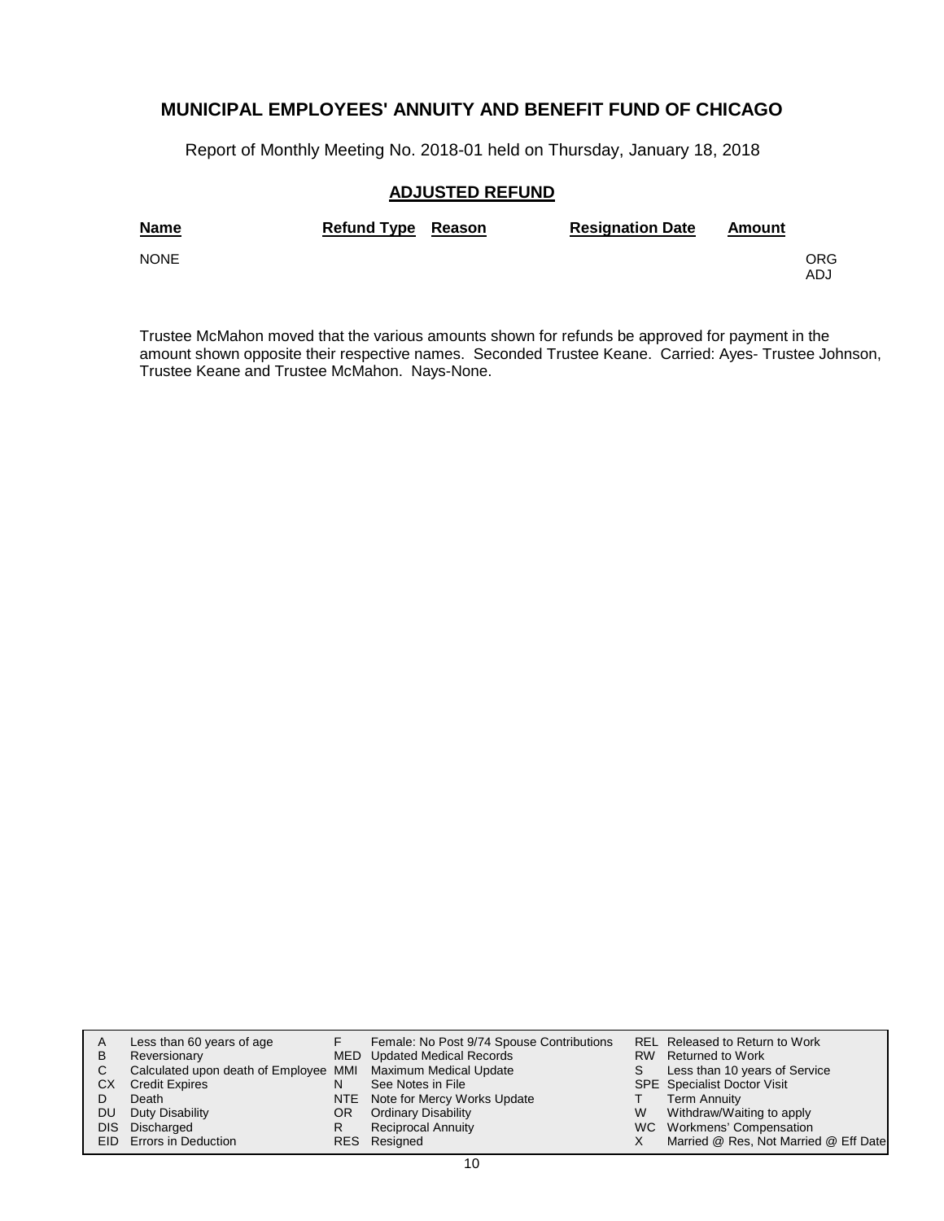# MUNICIPAL EMPLOYEES' ANNUITY AND BENEFIT FUND OF CHICAGO

Report of Monthly Meeting No. 2018-01 held on Thursday, January 18, 2018

## ADJUSTED REFUND

| Name | Refund Type | Reason | Resignation Date | Amount | |
|---|---|---|---|---|---|
| NONE | | | | | ORG ADJ |

Trustee McMahon moved that the various amounts shown for refunds be approved for payment in the amount shown opposite their respective names. Seconded Trustee Keane. Carried: Ayes- Trustee Johnson, Trustee Keane and Trustee McMahon. Nays-None.

| | | | | | |
|---|---|---|---|---|---|
| A | Less than 60 years of age | F | Female: No Post 9/74 Spouse Contributions | REL | Released to Return to Work |
| B | Reversionary | MED | Updated Medical Records | RW | Returned to Work |
| C | Calculated upon death of Employee | MMI | Maximum Medical Update | S | Less than 10 years of Service |
| CX | Credit Expires | N | See Notes in File | SPE | Specialist Doctor Visit |
| D | Death | NTE | Note for Mercy Works Update | T | Term Annuity |
| DU | Duty Disability | OR | Ordinary Disability | W | Withdraw/Waiting to apply |
| DIS | Discharged | R | Reciprocal Annuity | WC | Workmens' Compensation |
| EID | Errors in Deduction | RES | Resigned | X | Married @ Res, Not Married @ Eff Date |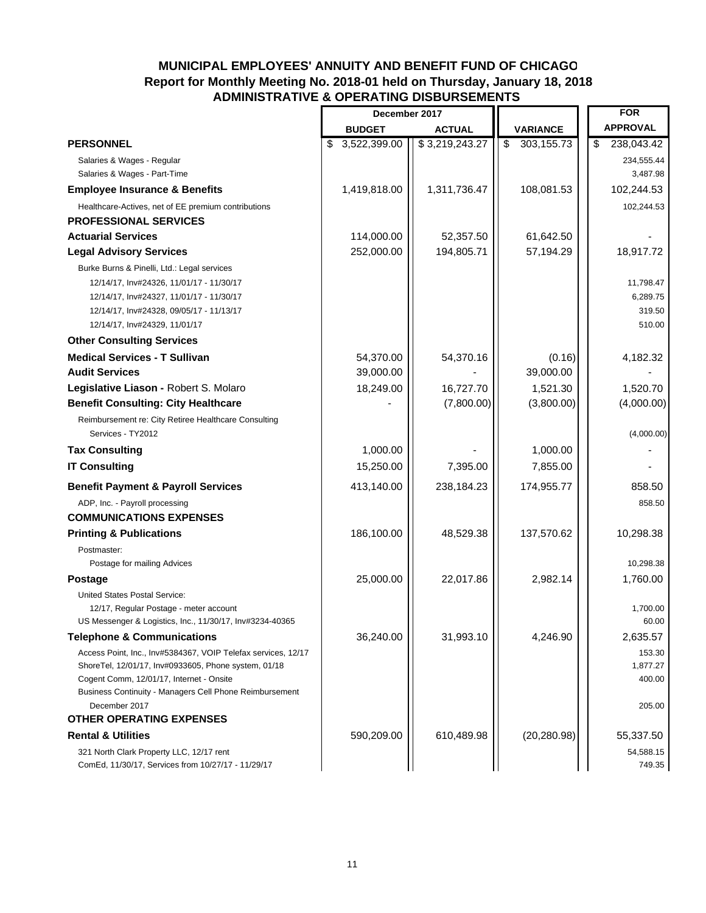## MUNICIPAL EMPLOYEES' ANNUITY AND BENEFIT FUND OF CHICAGO
## Report for Monthly Meeting No. 2018-01 held on Thursday, January 18, 2018
## ADMINISTRATIVE & OPERATING DISBURSEMENTS

| | December 2017 | | | FOR |
|---|---|---|---|---|
| | **BUDGET** | **ACTUAL** | **VARIANCE** | **APPROVAL** |
| **PERSONNEL** | $ 3,522,399.00 | $ 3,219,243.27 | $ 303,155.73 | $ 238,043.42 |
| Salaries & Wages - Regular | | | | 234,555.44 |
| Salaries & Wages - Part-Time | | | | 3,487.98 |
| **Employee Insurance & Benefits** | 1,419,818.00 | 1,311,736.47 | 108,081.53 | 102,244.53 |
| Healthcare-Actives, net of EE premium contributions | | | | 102,244.53 |
| **PROFESSIONAL SERVICES** | | | | |
| **Actuarial Services** | 114,000.00 | 52,357.50 | 61,642.50 | - |
| **Legal Advisory Services** | 252,000.00 | 194,805.71 | 57,194.29 | 18,917.72 |
| Burke Burns & Pinelli, Ltd.: Legal services | | | | |
| 12/14/17, Inv#24326, 11/01/17 - 11/30/17 | | | | 11,798.47 |
| 12/14/17, Inv#24327, 11/01/17 - 11/30/17 | | | | 6,289.75 |
| 12/14/17, Inv#24328, 09/05/17 - 11/13/17 | | | | 319.50 |
| 12/14/17, Inv#24329, 11/01/17 | | | | 510.00 |
| **Other Consulting Services** | | | | |
| **Medical Services - T Sullivan** | 54,370.00 | 54,370.16 | (0.16) | 4,182.32 |
| **Audit Services** | 39,000.00 | - | 39,000.00 | - |
| **Legislative Liason -** Robert S. Molaro | 18,249.00 | 16,727.70 | 1,521.30 | 1,520.70 |
| **Benefit Consulting: City Healthcare** | - | (7,800.00) | (3,800.00) | (4,000.00) |
| Reimbursement re: City Retiree Healthcare Consulting Services - TY2012 | | | | (4,000.00) |
| **Tax Consulting** | 1,000.00 | - | 1,000.00 | - |
| **IT Consulting** | 15,250.00 | 7,395.00 | 7,855.00 | - |
| **Benefit Payment & Payroll Services** | 413,140.00 | 238,184.23 | 174,955.77 | 858.50 |
| ADP, Inc. - Payroll processing | | | | 858.50 |
| **COMMUNICATIONS EXPENSES** | | | | |
| **Printing & Publications** | 186,100.00 | 48,529.38 | 137,570.62 | 10,298.38 |
| Postmaster: | | | | |
| Postage for mailing Advices | | | | 10,298.38 |
| **Postage** | 25,000.00 | 22,017.86 | 2,982.14 | 1,760.00 |
| United States Postal Service: | | | | |
| 12/17, Regular Postage - meter account | | | | 1,700.00 |
| US Messenger & Logistics, Inc., 11/30/17, Inv#3234-40365 | | | | 60.00 |
| **Telephone & Communications** | 36,240.00 | 31,993.10 | 4,246.90 | 2,635.57 |
| Access Point, Inc., Inv#5384367, VOIP Telefax services, 12/17 | | | | 153.30 |
| ShoreTel, 12/01/17, Inv#0933605, Phone system, 01/18 | | | | 1,877.27 |
| Cogent Comm, 12/01/17, Internet - Onsite | | | | 400.00 |
| Business Continuity - Managers Cell Phone Reimbursement December 2017 | | | | 205.00 |
| **OTHER OPERATING EXPENSES** | | | | |
| **Rental & Utilities** | 590,209.00 | 610,489.98 | (20,280.98) | 55,337.50 |
| 321 North Clark Property LLC, 12/17 rent | | | | 54,588.15 |
| ComEd, 11/30/17, Services from 10/27/17 - 11/29/17 | | | | 749.35 |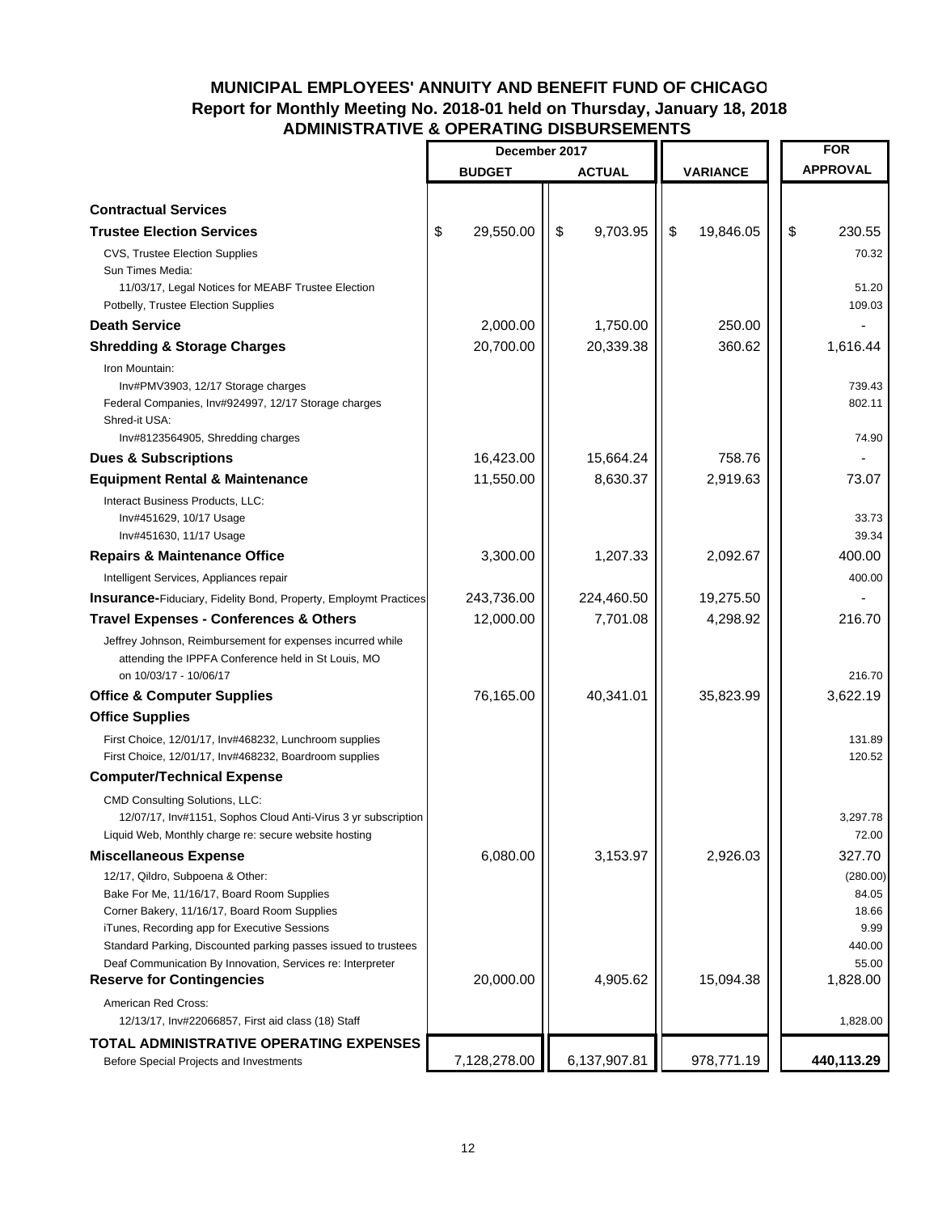# MUNICIPAL EMPLOYEES' ANNUITY AND BENEFIT FUND OF CHICAGO

## Report for Monthly Meeting No. 2018-01 held on Thursday, January 18, 2018

## ADMINISTRATIVE & OPERATING DISBURSEMENTS

| | December 2017 | | | FOR |
|---|---|---|---|---|
| | BUDGET | ACTUAL | VARIANCE | APPROVAL |
| **Contractual Services** | | | | |
| **Trustee Election Services** | $ 29,550.00 | $ 9,703.95 | $ 19,846.05 | $ 230.55 |
| CVS, Trustee Election Supplies | | | | 70.32 |
| Sun Times Media: | | | | |
| 11/03/17, Legal Notices for MEABF Trustee Election | | | | 51.20 |
| Potbelly, Trustee Election Supplies | | | | 109.03 |
| **Death Service** | 2,000.00 | 1,750.00 | 250.00 | - |
| **Shredding & Storage Charges** | 20,700.00 | 20,339.38 | 360.62 | 1,616.44 |
| Iron Mountain: | | | | |
| Inv#PMV3903, 12/17 Storage charges | | | | 739.43 |
| Federal Companies, Inv#924997, 12/17 Storage charges | | | | 802.11 |
| Shred-it USA: | | | | |
| Inv#8123564905, Shredding charges | | | | 74.90 |
| **Dues & Subscriptions** | 16,423.00 | 15,664.24 | 758.76 | - |
| **Equipment Rental & Maintenance** | 11,550.00 | 8,630.37 | 2,919.63 | 73.07 |
| Interact Business Products, LLC: | | | | |
| Inv#451629, 10/17 Usage | | | | 33.73 |
| Inv#451630, 11/17 Usage | | | | 39.34 |
| **Repairs & Maintenance Office** | 3,300.00 | 1,207.33 | 2,092.67 | 400.00 |
| Intelligent Services, Appliances repair | | | | 400.00 |
| **Insurance**-Fiduciary, Fidelity Bond, Property, Employmt Practices | 243,736.00 | 224,460.50 | 19,275.50 | - |
| **Travel Expenses - Conferences & Others** | 12,000.00 | 7,701.08 | 4,298.92 | 216.70 |
| Jeffrey Johnson, Reimbursement for expenses incurred while attending the IPPFA Conference held in St Louis, MO on 10/03/17 - 10/06/17 | | | | 216.70 |
| **Office & Computer Supplies** | 76,165.00 | 40,341.01 | 35,823.99 | 3,622.19 |
| **Office Supplies** | | | | |
| First Choice, 12/01/17, Inv#468232, Lunchroom supplies | | | | 131.89 |
| First Choice, 12/01/17, Inv#468232, Boardroom supplies | | | | 120.52 |
| **Computer/Technical Expense** | | | | |
| CMD Consulting Solutions, LLC: | | | | |
| 12/07/17, Inv#1151, Sophos Cloud Anti-Virus 3 yr subscription | | | | 3,297.78 |
| Liquid Web, Monthly charge re: secure website hosting | | | | 72.00 |
| **Miscellaneous Expense** | 6,080.00 | 3,153.97 | 2,926.03 | 327.70 |
| 12/17, Qildro, Subpoena & Other: | | | | (280.00) |
| Bake For Me, 11/16/17, Board Room Supplies | | | | 84.05 |
| Corner Bakery, 11/16/17, Board Room Supplies | | | | 18.66 |
| iTunes, Recording app for Executive Sessions | | | | 9.99 |
| Standard Parking, Discounted parking passes issued to trustees | | | | 440.00 |
| Deaf Communication By Innovation, Services re: Interpreter | | | | 55.00 |
| **Reserve for Contingencies** | 20,000.00 | 4,905.62 | 15,094.38 | 1,828.00 |
| American Red Cross: | | | | |
| 12/13/17, Inv#22066857, First aid class (18) Staff | | | | 1,828.00 |
| **TOTAL ADMINISTRATIVE OPERATING EXPENSES** Before Special Projects and Investments | 7,128,278.00 | 6,137,907.81 | 978,771.19 | **440,113.29** |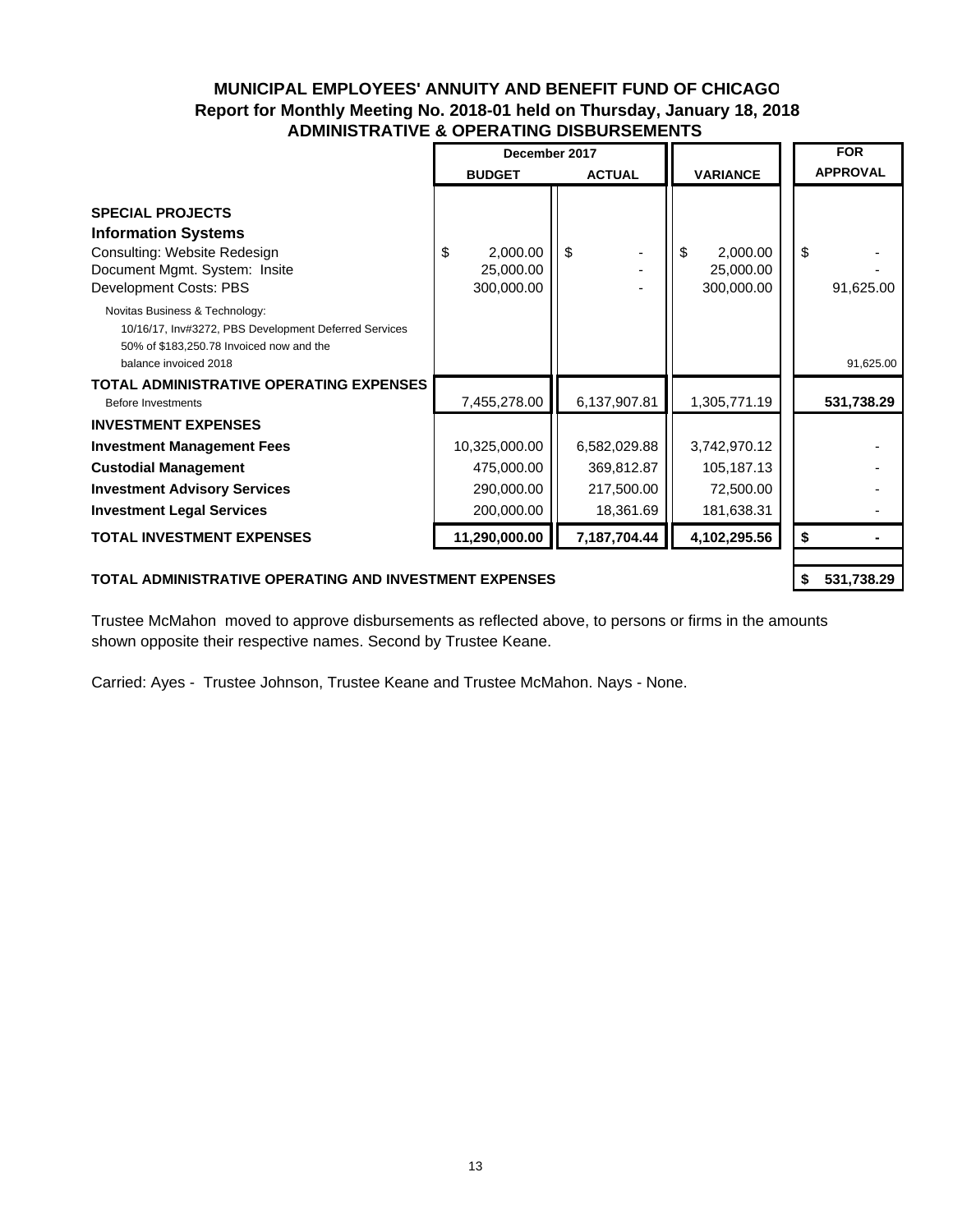**MUNICIPAL EMPLOYEES' ANNUITY AND BENEFIT FUND OF CHICAGO**
**Report for Monthly Meeting No. 2018-01 held on Thursday, January 18, 2018**
**ADMINISTRATIVE & OPERATING DISBURSEMENTS**

| | December 2017 | | | FOR |
|---|---|---|---|---|
| | **BUDGET** | **ACTUAL** | **VARIANCE** | **APPROVAL** |
| **SPECIAL PROJECTS** | | | | |
| **Information Systems** | | | | |
| Consulting: Website Redesign | $ 2,000.00 | $ - | $ 2,000.00 | $ - |
| Document Mgmt. System: Insite | 25,000.00 | - | 25,000.00 | - |
| Development Costs: PBS | 300,000.00 | - | 300,000.00 | 91,625.00 |
| Novitas Business & Technology: 10/16/17, Inv#3272, PBS Development Deferred Services 50% of $183,250.78 Invoiced now and the balance invoiced 2018 | | | | 91,625.00 |
| **TOTAL ADMINISTRATIVE OPERATING EXPENSES** Before Investments | 7,455,278.00 | 6,137,907.81 | 1,305,771.19 | **531,738.29** |
| **INVESTMENT EXPENSES** | | | | |
| **Investment Management Fees** | 10,325,000.00 | 6,582,029.88 | 3,742,970.12 | - |
| **Custodial Management** | 475,000.00 | 369,812.87 | 105,187.13 | - |
| **Investment Advisory Services** | 290,000.00 | 217,500.00 | 72,500.00 | - |
| **Investment Legal Services** | 200,000.00 | 18,361.69 | 181,638.31 | - |
| **TOTAL INVESTMENT EXPENSES** | **11,290,000.00** | **7,187,704.44** | **4,102,295.56** | **$ -** |
| **TOTAL ADMINISTRATIVE OPERATING AND INVESTMENT EXPENSES** | | | | **$ 531,738.29** |

Trustee McMahon moved to approve disbursements as reflected above, to persons or firms in the amounts shown opposite their respective names. Second by Trustee Keane.

Carried: Ayes - Trustee Johnson, Trustee Keane and Trustee McMahon. Nays - None.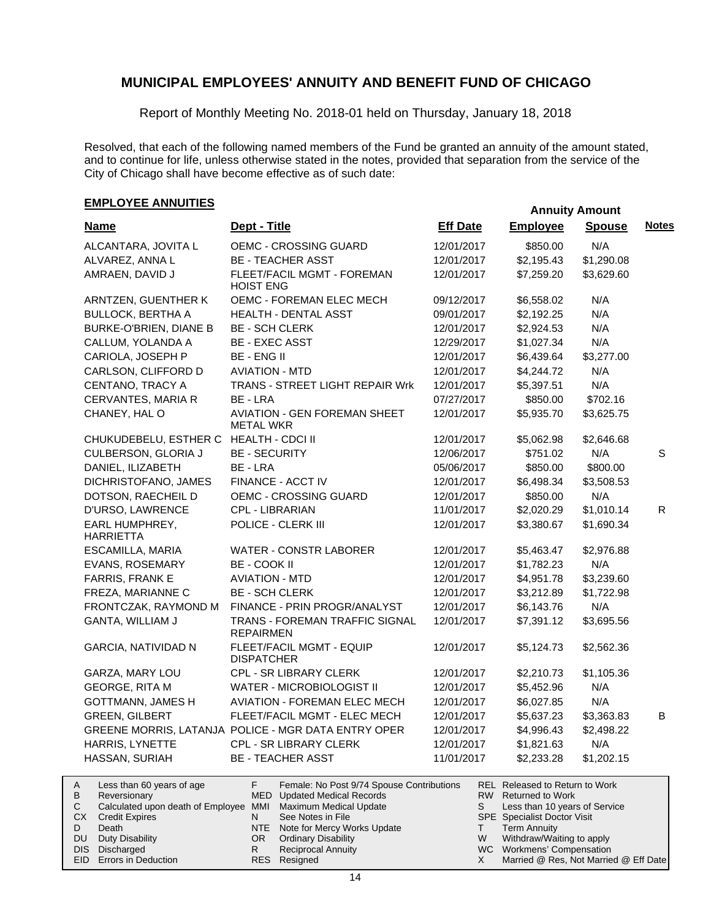# MUNICIPAL EMPLOYEES' ANNUITY AND BENEFIT FUND OF CHICAGO

Report of Monthly Meeting No. 2018-01 held on Thursday, January 18, 2018

Resolved, that each of the following named members of the Fund be granted an annuity of the amount stated, and to continue for life, unless otherwise stated in the notes, provided that separation from the service of the City of Chicago shall have become effective as of such date:

## EMPLOYEE ANNUITIES

| Name | Dept - Title | Eff Date | Annuity Amount Employee | Annuity Amount Spouse | Notes |
|---|---|---|---|---|---|
| ALCANTARA, JOVITA L | OEMC - CROSSING GUARD | 12/01/2017 | $850.00 | N/A | |
| ALVAREZ, ANNA L | BE - TEACHER ASST | 12/01/2017 | $2,195.43 | $1,290.08 | |
| AMRAEN, DAVID J | FLEET/FACIL MGMT - FOREMAN HOIST ENG | 12/01/2017 | $7,259.20 | $3,629.60 | |
| ARNTZEN, GUENTHER K | OEMC - FOREMAN ELEC MECH | 09/12/2017 | $6,558.02 | N/A | |
| BULLOCK, BERTHA A | HEALTH - DENTAL ASST | 09/01/2017 | $2,192.25 | N/A | |
| BURKE-O'BRIEN, DIANE B | BE - SCH CLERK | 12/01/2017 | $2,924.53 | N/A | |
| CALLUM, YOLANDA A | BE - EXEC ASST | 12/29/2017 | $1,027.34 | N/A | |
| CARIOLA, JOSEPH P | BE - ENG II | 12/01/2017 | $6,439.64 | $3,277.00 | |
| CARLSON, CLIFFORD D | AVIATION - MTD | 12/01/2017 | $4,244.72 | N/A | |
| CENTANO, TRACY A | TRANS - STREET LIGHT REPAIR Wrk | 12/01/2017 | $5,397.51 | N/A | |
| CERVANTES, MARIA R | BE - LRA | 07/27/2017 | $850.00 | $702.16 | |
| CHANEY, HAL O | AVIATION - GEN FOREMAN SHEET METAL WKR | 12/01/2017 | $5,935.70 | $3,625.75 | |
| CHUKUDEBELU, ESTHER C | HEALTH - CDCI II | 12/01/2017 | $5,062.98 | $2,646.68 | |
| CULBERSON, GLORIA J | BE - SECURITY | 12/06/2017 | $751.02 | N/A | S |
| DANIEL, ILIZABETH | BE - LRA | 05/06/2017 | $850.00 | $800.00 | |
| DICHRISTOFANO, JAMES | FINANCE - ACCT IV | 12/01/2017 | $6,498.34 | $3,508.53 | |
| DOTSON, RAECHEIL D | OEMC - CROSSING GUARD | 12/01/2017 | $850.00 | N/A | |
| D'URSO, LAWRENCE | CPL - LIBRARIAN | 11/01/2017 | $2,020.29 | $1,010.14 | R |
| EARL HUMPHREY, HARRIETTA | POLICE - CLERK III | 12/01/2017 | $3,380.67 | $1,690.34 | |
| ESCAMILLA, MARIA | WATER - CONSTR LABORER | 12/01/2017 | $5,463.47 | $2,976.88 | |
| EVANS, ROSEMARY | BE - COOK II | 12/01/2017 | $1,782.23 | N/A | |
| FARRIS, FRANK E | AVIATION - MTD | 12/01/2017 | $4,951.78 | $3,239.60 | |
| FREZA, MARIANNE C | BE - SCH CLERK | 12/01/2017 | $3,212.89 | $1,722.98 | |
| FRONTCZAK, RAYMOND M | FINANCE - PRIN PROGR/ANALYST | 12/01/2017 | $6,143.76 | N/A | |
| GANTA, WILLIAM J | TRANS - FOREMAN TRAFFIC SIGNAL REPAIRMEN | 12/01/2017 | $7,391.12 | $3,695.56 | |
| GARCIA, NATIVIDAD N | FLEET/FACIL MGMT - EQUIP DISPATCHER | 12/01/2017 | $5,124.73 | $2,562.36 | |
| GARZA, MARY LOU | CPL - SR LIBRARY CLERK | 12/01/2017 | $2,210.73 | $1,105.36 | |
| GEORGE, RITA M | WATER - MICROBIOLOGIST II | 12/01/2017 | $5,452.96 | N/A | |
| GOTTMANN, JAMES H | AVIATION - FOREMAN ELEC MECH | 12/01/2017 | $6,027.85 | N/A | |
| GREEN, GILBERT | FLEET/FACIL MGMT - ELEC MECH | 12/01/2017 | $5,637.23 | $3,363.83 | B |
| GREENE MORRIS, LATANJA | POLICE - MGR DATA ENTRY OPER | 12/01/2017 | $4,996.43 | $2,498.22 | |
| HARRIS, LYNETTE | CPL - SR LIBRARY CLERK | 12/01/2017 | $1,821.63 | N/A | |
| HASSAN, SURIAH | BE - TEACHER ASST | 11/01/2017 | $2,233.28 | $1,202.15 | |

| Code | Description | Code | Description | Code | Description |
|---|---|---|---|---|---|
| A | Less than 60 years of age | F | Female: No Post 9/74 Spouse Contributions | REL | Released to Return to Work |
| B | Reversionary | MED | Updated Medical Records | RW | Returned to Work |
| C | Calculated upon death of Employee | MMI | Maximum Medical Update | S | Less than 10 years of Service |
| CX | Credit Expires | N | See Notes in File | SPE | Specialist Doctor Visit |
| D | Death | NTE | Note for Mercy Works Update | T | Term Annuity |
| DU | Duty Disability | OR | Ordinary Disability | W | Withdraw/Waiting to apply |
| DIS | Discharged | R | Reciprocal Annuity | WC | Workmens' Compensation |
| EID | Errors in Deduction | RES | Resigned | X | Married @ Res, Not Married @ Eff Date |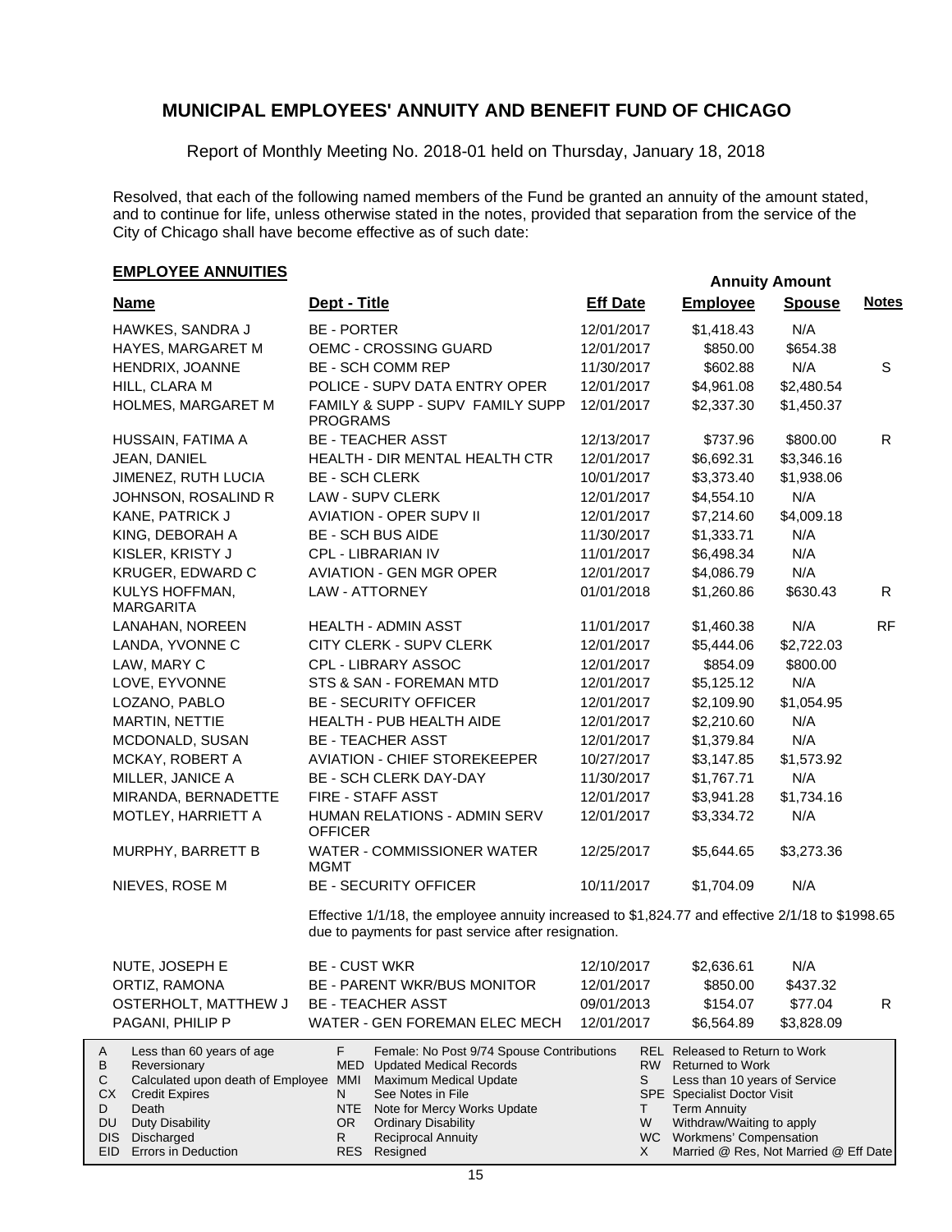# MUNICIPAL EMPLOYEES' ANNUITY AND BENEFIT FUND OF CHICAGO

Report of Monthly Meeting No. 2018-01 held on Thursday, January 18, 2018

Resolved, that each of the following named members of the Fund be granted an annuity of the amount stated, and to continue for life, unless otherwise stated in the notes, provided that separation from the service of the City of Chicago shall have become effective as of such date:

## EMPLOYEE ANNUITIES

| Name | Dept - Title | Eff Date | Annuity Amount Employee | Annuity Amount Spouse | Notes |
|---|---|---|---|---|---|
| HAWKES, SANDRA J | BE - PORTER | 12/01/2017 | $1,418.43 | N/A | |
| HAYES, MARGARET M | OEMC - CROSSING GUARD | 12/01/2017 | $850.00 | $654.38 | |
| HENDRIX, JOANNE | BE - SCH COMM REP | 11/30/2017 | $602.88 | N/A | S |
| HILL, CLARA M | POLICE - SUPV DATA ENTRY OPER | 12/01/2017 | $4,961.08 | $2,480.54 | |
| HOLMES, MARGARET M | FAMILY & SUPP - SUPV FAMILY SUPP PROGRAMS | 12/01/2017 | $2,337.30 | $1,450.37 | |
| HUSSAIN, FATIMA A | BE - TEACHER ASST | 12/13/2017 | $737.96 | $800.00 | R |
| JEAN, DANIEL | HEALTH - DIR MENTAL HEALTH CTR | 12/01/2017 | $6,692.31 | $3,346.16 | |
| JIMENEZ, RUTH LUCIA | BE - SCH CLERK | 10/01/2017 | $3,373.40 | $1,938.06 | |
| JOHNSON, ROSALIND R | LAW - SUPV CLERK | 12/01/2017 | $4,554.10 | N/A | |
| KANE, PATRICK J | AVIATION - OPER SUPV II | 12/01/2017 | $7,214.60 | $4,009.18 | |
| KING, DEBORAH A | BE - SCH BUS AIDE | 11/30/2017 | $1,333.71 | N/A | |
| KISLER, KRISTY J | CPL - LIBRARIAN IV | 11/01/2017 | $6,498.34 | N/A | |
| KRUGER, EDWARD C | AVIATION - GEN MGR OPER | 12/01/2017 | $4,086.79 | N/A | |
| KULYS HOFFMAN, MARGARITA | LAW - ATTORNEY | 01/01/2018 | $1,260.86 | $630.43 | R |
| LANAHAN, NOREEN | HEALTH - ADMIN ASST | 11/01/2017 | $1,460.38 | N/A | RF |
| LANDA, YVONNE C | CITY CLERK - SUPV CLERK | 12/01/2017 | $5,444.06 | $2,722.03 | |
| LAW, MARY C | CPL - LIBRARY ASSOC | 12/01/2017 | $854.09 | $800.00 | |
| LOVE, EYVONNE | STS & SAN - FOREMAN MTD | 12/01/2017 | $5,125.12 | N/A | |
| LOZANO, PABLO | BE - SECURITY OFFICER | 12/01/2017 | $2,109.90 | $1,054.95 | |
| MARTIN, NETTIE | HEALTH - PUB HEALTH AIDE | 12/01/2017 | $2,210.60 | N/A | |
| MCDONALD, SUSAN | BE - TEACHER ASST | 12/01/2017 | $1,379.84 | N/A | |
| MCKAY, ROBERT A | AVIATION - CHIEF STOREKEEPER | 10/27/2017 | $3,147.85 | $1,573.92 | |
| MILLER, JANICE A | BE - SCH CLERK DAY-DAY | 11/30/2017 | $1,767.71 | N/A | |
| MIRANDA, BERNADETTE | FIRE - STAFF ASST | 12/01/2017 | $3,941.28 | $1,734.16 | |
| MOTLEY, HARRIETT A | HUMAN RELATIONS - ADMIN SERV OFFICER | 12/01/2017 | $3,334.72 | N/A | |
| MURPHY, BARRETT B | WATER - COMMISSIONER WATER MGMT | 12/25/2017 | $5,644.65 | $3,273.36 | |
| NIEVES, ROSE M | BE - SECURITY OFFICER | 10/11/2017 | $1,704.09 | N/A | |
| | Effective 1/1/18, the employee annuity increased to $1,824.77 and effective 2/1/18 to $1998.65 due to payments for past service after resignation. | | | | |
| NUTE, JOSEPH E | BE - CUST WKR | 12/10/2017 | $2,636.61 | N/A | |
| ORTIZ, RAMONA | BE - PARENT WKR/BUS MONITOR | 12/01/2017 | $850.00 | $437.32 | |
| OSTERHOLT, MATTHEW J | BE - TEACHER ASST | 09/01/2013 | $154.07 | $77.04 | R |
| PAGANI, PHILIP P | WATER - GEN FOREMAN ELEC MECH | 12/01/2017 | $6,564.89 | $3,828.09 | |

| Code | Description | Code | Description | Code | Description |
|---|---|---|---|---|---|
| A | Less than 60 years of age | F | Female: No Post 9/74 Spouse Contributions | REL | Released to Return to Work |
| B | Reversionary | MED | Updated Medical Records | RW | Returned to Work |
| C | Calculated upon death of Employee | MMI | Maximum Medical Update | S | Less than 10 years of Service |
| CX | Credit Expires | N | See Notes in File | SPE | Specialist Doctor Visit |
| D | Death | NTE | Note for Mercy Works Update | T | Term Annuity |
| DU | Duty Disability | OR | Ordinary Disability | W | Withdraw/Waiting to apply |
| DIS | Discharged | R | Reciprocal Annuity | WC | Workmens' Compensation |
| EID | Errors in Deduction | RES | Resigned | X | Married @ Res, Not Married @ Eff Date |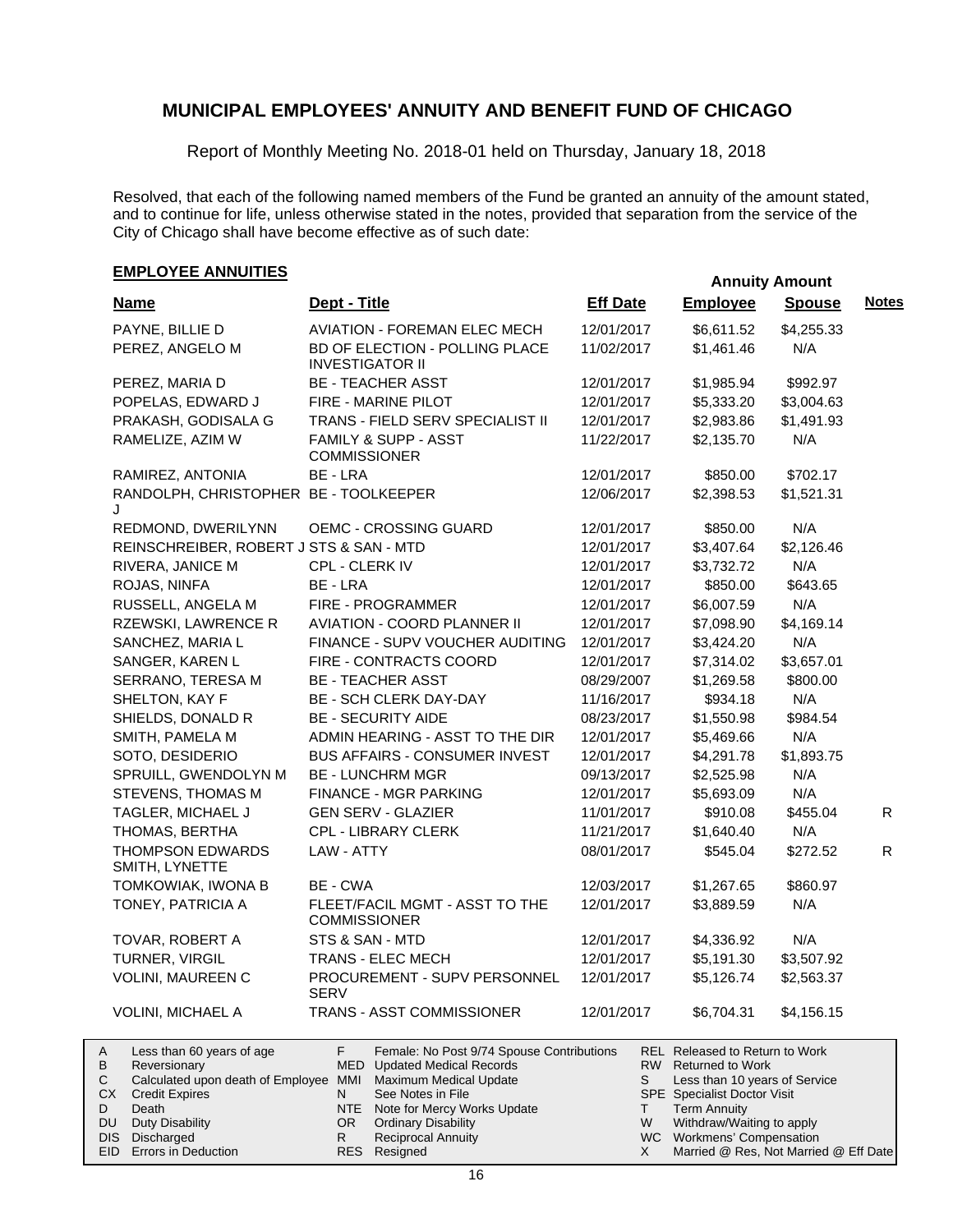# MUNICIPAL EMPLOYEES' ANNUITY AND BENEFIT FUND OF CHICAGO

Report of Monthly Meeting No. 2018-01 held on Thursday, January 18, 2018

Resolved, that each of the following named members of the Fund be granted an annuity of the amount stated, and to continue for life, unless otherwise stated in the notes, provided that separation from the service of the City of Chicago shall have become effective as of such date:

## EMPLOYEE ANNUITIES

| Name | Dept - Title | Eff Date | Annuity Amount Employee | Annuity Amount Spouse | Notes |
|---|---|---|---|---|---|
| PAYNE, BILLIE D | AVIATION - FOREMAN ELEC MECH | 12/01/2017 | $6,611.52 | $4,255.33 | |
| PEREZ, ANGELO M | BD OF ELECTION - POLLING PLACE INVESTIGATOR II | 11/02/2017 | $1,461.46 | N/A | |
| PEREZ, MARIA D | BE - TEACHER ASST | 12/01/2017 | $1,985.94 | $992.97 | |
| POPELAS, EDWARD J | FIRE - MARINE PILOT | 12/01/2017 | $5,333.20 | $3,004.63 | |
| PRAKASH, GODISALA G | TRANS - FIELD SERV SPECIALIST II | 12/01/2017 | $2,983.86 | $1,491.93 | |
| RAMELIZE, AZIM W | FAMILY & SUPP - ASST COMMISSIONER | 11/22/2017 | $2,135.70 | N/A | |
| RAMIREZ, ANTONIA | BE - LRA | 12/01/2017 | $850.00 | $702.17 | |
| RANDOLPH, CHRISTOPHER J | BE - TOOLKEEPER | 12/06/2017 | $2,398.53 | $1,521.31 | |
| REDMOND, DWERILYNN | OEMC - CROSSING GUARD | 12/01/2017 | $850.00 | N/A | |
| REINSCHREIBER, ROBERT J | STS & SAN - MTD | 12/01/2017 | $3,407.64 | $2,126.46 | |
| RIVERA, JANICE M | CPL - CLERK IV | 12/01/2017 | $3,732.72 | N/A | |
| ROJAS, NINFA | BE - LRA | 12/01/2017 | $850.00 | $643.65 | |
| RUSSELL, ANGELA M | FIRE - PROGRAMMER | 12/01/2017 | $6,007.59 | N/A | |
| RZEWSKI, LAWRENCE R | AVIATION - COORD PLANNER II | 12/01/2017 | $7,098.90 | $4,169.14 | |
| SANCHEZ, MARIA L | FINANCE - SUPV VOUCHER AUDITING | 12/01/2017 | $3,424.20 | N/A | |
| SANGER, KAREN L | FIRE - CONTRACTS COORD | 12/01/2017 | $7,314.02 | $3,657.01 | |
| SERRANO, TERESA M | BE - TEACHER ASST | 08/29/2007 | $1,269.58 | $800.00 | |
| SHELTON, KAY F | BE - SCH CLERK DAY-DAY | 11/16/2017 | $934.18 | N/A | |
| SHIELDS, DONALD R | BE - SECURITY AIDE | 08/23/2017 | $1,550.98 | $984.54 | |
| SMITH, PAMELA M | ADMIN HEARING - ASST TO THE DIR | 12/01/2017 | $5,469.66 | N/A | |
| SOTO, DESIDERIO | BUS AFFAIRS - CONSUMER INVEST | 12/01/2017 | $4,291.78 | $1,893.75 | |
| SPRUILL, GWENDOLYN M | BE - LUNCHRM MGR | 09/13/2017 | $2,525.98 | N/A | |
| STEVENS, THOMAS M | FINANCE - MGR PARKING | 12/01/2017 | $5,693.09 | N/A | |
| TAGLER, MICHAEL J | GEN SERV - GLAZIER | 11/01/2017 | $910.08 | $455.04 | R |
| THOMAS, BERTHA | CPL - LIBRARY CLERK | 11/21/2017 | $1,640.40 | N/A | |
| THOMPSON EDWARDS SMITH, LYNETTE | LAW - ATTY | 08/01/2017 | $545.04 | $272.52 | R |
| TOMKOWIAK, IWONA B | BE - CWA | 12/03/2017 | $1,267.65 | $860.97 | |
| TONEY, PATRICIA A | FLEET/FACIL MGMT - ASST TO THE COMMISSIONER | 12/01/2017 | $3,889.59 | N/A | |
| TOVAR, ROBERT A | STS & SAN - MTD | 12/01/2017 | $4,336.92 | N/A | |
| TURNER, VIRGIL | TRANS - ELEC MECH | 12/01/2017 | $5,191.30 | $3,507.92 | |
| VOLINI, MAUREEN C | PROCUREMENT - SUPV PERSONNEL SERV | 12/01/2017 | $5,126.74 | $2,563.37 | |
| VOLINI, MICHAEL A | TRANS - ASST COMMISSIONER | 12/01/2017 | $6,704.31 | $4,156.15 | |

| | | | | | |
|---|---|---|---|---|---|
| A | Less than 60 years of age | F | Female: No Post 9/74 Spouse Contributions | REL | Released to Return to Work |
| B | Reversionary | MED | Updated Medical Records | RW | Returned to Work |
| C | Calculated upon death of Employee | MMI | Maximum Medical Update | S | Less than 10 years of Service |
| CX | Credit Expires | N | See Notes in File | SPE | Specialist Doctor Visit |
| D | Death | NTE | Note for Mercy Works Update | T | Term Annuity |
| DU | Duty Disability | OR | Ordinary Disability | W | Withdraw/Waiting to apply |
| DIS | Discharged | R | Reciprocal Annuity | WC | Workmens' Compensation |
| EID | Errors in Deduction | RES | Resigned | X | Married @ Res, Not Married @ Eff Date |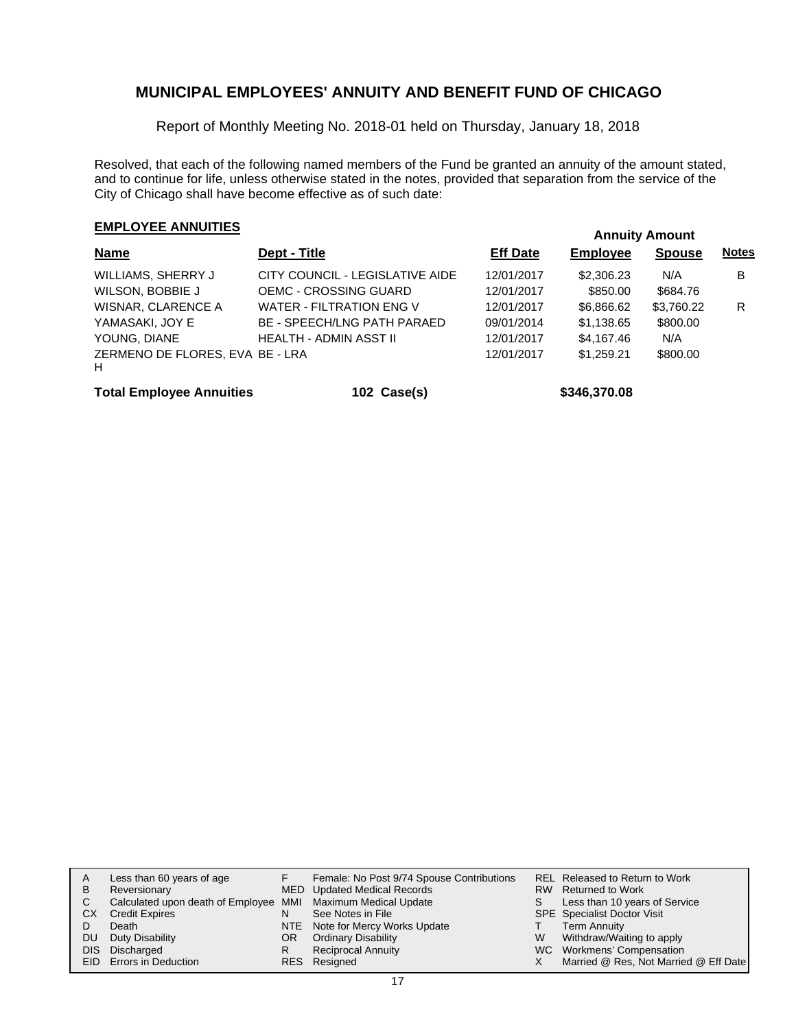# MUNICIPAL EMPLOYEES' ANNUITY AND BENEFIT FUND OF CHICAGO

Report of Monthly Meeting No. 2018-01 held on Thursday, January 18, 2018

Resolved, that each of the following named members of the Fund be granted an annuity of the amount stated, and to continue for life, unless otherwise stated in the notes, provided that separation from the service of the City of Chicago shall have become effective as of such date:

## EMPLOYEE ANNUITIES

| Name | Dept - Title | Eff Date | Annuity Amount Employee | Annuity Amount Spouse | Notes |
|---|---|---|---|---|---|
| WILLIAMS, SHERRY J | CITY COUNCIL - LEGISLATIVE AIDE | 12/01/2017 | $2,306.23 | N/A | B |
| WILSON, BOBBIE J | OEMC - CROSSING GUARD | 12/01/2017 | $850.00 | $684.76 | |
| WISNAR, CLARENCE A | WATER - FILTRATION ENG V | 12/01/2017 | $6,866.62 | $3,760.22 | R |
| YAMASAKI, JOY E | BE - SPEECH/LNG PATH PARAED | 09/01/2014 | $1,138.65 | $800.00 | |
| YOUNG, DIANE | HEALTH - ADMIN ASST II | 12/01/2017 | $4,167.46 | N/A | |
| ZERMENO DE FLORES, EVA H | BE - LRA | 12/01/2017 | $1,259.21 | $800.00 | |

**Total Employee Annuities** **102 Case(s)** **$346,370.08**

| | | | | | |
|---|---|---|---|---|---|
| A | Less than 60 years of age | F | Female: No Post 9/74 Spouse Contributions | REL | Released to Return to Work |
| B | Reversionary | MED | Updated Medical Records | RW | Returned to Work |
| C | Calculated upon death of Employee | MMI | Maximum Medical Update | S | Less than 10 years of Service |
| CX | Credit Expires | N | See Notes in File | SPE | Specialist Doctor Visit |
| D | Death | NTE | Note for Mercy Works Update | T | Term Annuity |
| DU | Duty Disability | OR | Ordinary Disability | W | Withdraw/Waiting to apply |
| DIS | Discharged | R | Reciprocal Annuity | WC | Workmens' Compensation |
| EID | Errors in Deduction | RES | Resigned | X | Married @ Res, Not Married @ Eff Date |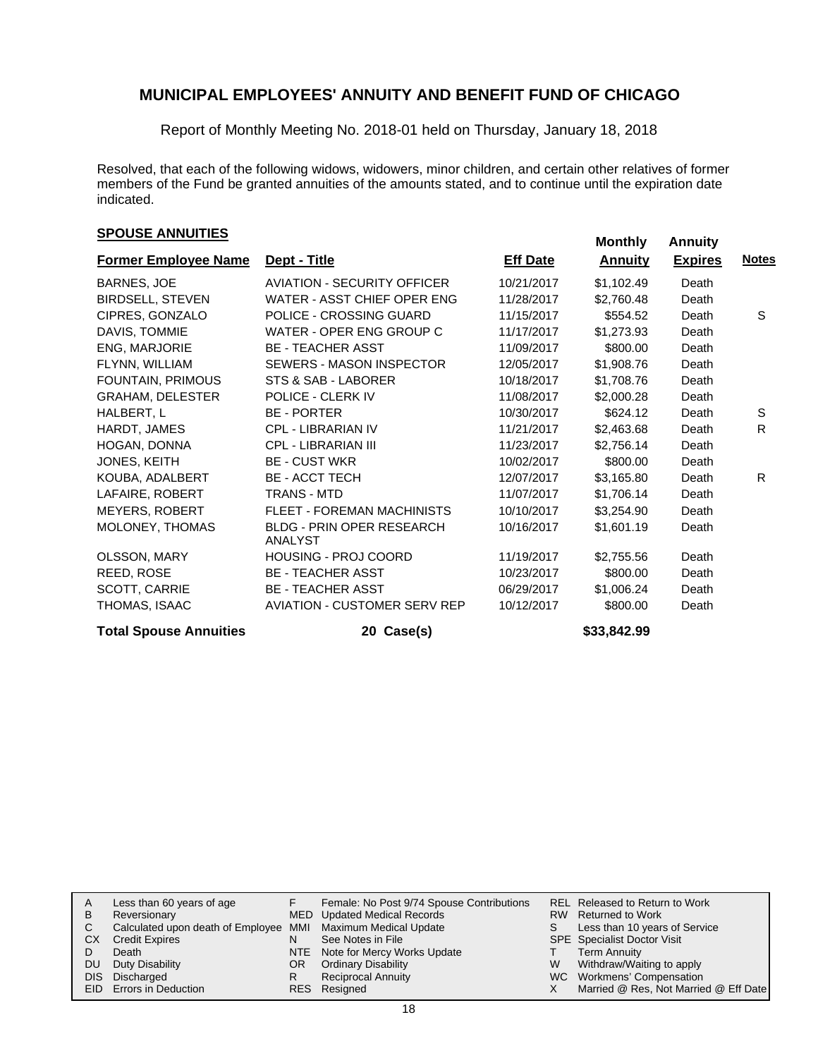# MUNICIPAL EMPLOYEES' ANNUITY AND BENEFIT FUND OF CHICAGO

Report of Monthly Meeting No. 2018-01 held on Thursday, January 18, 2018

Resolved, that each of the following widows, widowers, minor children, and certain other relatives of former members of the Fund be granted annuities of the amounts stated, and to continue until the expiration date indicated.

## SPOUSE ANNUITIES

| Former Employee Name | Dept - Title | Eff Date | Monthly Annuity | Annuity Expires | Notes |
|---|---|---|---|---|---|
| BARNES, JOE | AVIATION - SECURITY OFFICER | 10/21/2017 | $1,102.49 | Death | |
| BIRDSELL, STEVEN | WATER - ASST CHIEF OPER ENG | 11/28/2017 | $2,760.48 | Death | |
| CIPRES, GONZALO | POLICE - CROSSING GUARD | 11/15/2017 | $554.52 | Death | S |
| DAVIS, TOMMIE | WATER - OPER ENG GROUP C | 11/17/2017 | $1,273.93 | Death | |
| ENG, MARJORIE | BE - TEACHER ASST | 11/09/2017 | $800.00 | Death | |
| FLYNN, WILLIAM | SEWERS - MASON INSPECTOR | 12/05/2017 | $1,908.76 | Death | |
| FOUNTAIN, PRIMOUS | STS & SAB - LABORER | 10/18/2017 | $1,708.76 | Death | |
| GRAHAM, DELESTER | POLICE - CLERK IV | 11/08/2017 | $2,000.28 | Death | |
| HALBERT, L | BE - PORTER | 10/30/2017 | $624.12 | Death | S |
| HARDT, JAMES | CPL - LIBRARIAN IV | 11/21/2017 | $2,463.68 | Death | R |
| HOGAN, DONNA | CPL - LIBRARIAN III | 11/23/2017 | $2,756.14 | Death | |
| JONES, KEITH | BE - CUST WKR | 10/02/2017 | $800.00 | Death | |
| KOUBA, ADALBERT | BE - ACCT TECH | 12/07/2017 | $3,165.80 | Death | R |
| LAFAIRE, ROBERT | TRANS - MTD | 11/07/2017 | $1,706.14 | Death | |
| MEYERS, ROBERT | FLEET - FOREMAN MACHINISTS | 10/10/2017 | $3,254.90 | Death | |
| MOLONEY, THOMAS | BLDG - PRIN OPER RESEARCH ANALYST | 10/16/2017 | $1,601.19 | Death | |
| OLSSON, MARY | HOUSING - PROJ COORD | 11/19/2017 | $2,755.56 | Death | |
| REED, ROSE | BE - TEACHER ASST | 10/23/2017 | $800.00 | Death | |
| SCOTT, CARRIE | BE - TEACHER ASST | 06/29/2017 | $1,006.24 | Death | |
| THOMAS, ISAAC | AVIATION - CUSTOMER SERV REP | 10/12/2017 | $800.00 | Death | |
| **Total Spouse Annuities** | **20 Case(s)** | | **$33,842.99** | | |

| | | | | | |
|---|---|---|---|---|---|
| A | Less than 60 years of age | F | Female: No Post 9/74 Spouse Contributions | REL | Released to Return to Work |
| B | Reversionary | MED | Updated Medical Records | RW | Returned to Work |
| C | Calculated upon death of Employee | MMI | Maximum Medical Update | S | Less than 10 years of Service |
| CX | Credit Expires | N | See Notes in File | SPE | Specialist Doctor Visit |
| D | Death | NTE | Note for Mercy Works Update | T | Term Annuity |
| DU | Duty Disability | OR | Ordinary Disability | W | Withdraw/Waiting to apply |
| DIS | Discharged | R | Reciprocal Annuity | WC | Workmens' Compensation |
| EID | Errors in Deduction | RES | Resigned | X | Married @ Res, Not Married @ Eff Date |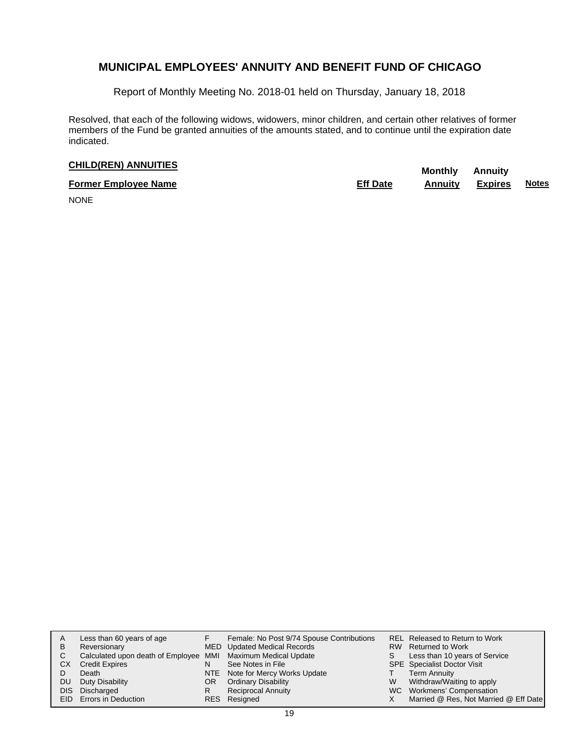# MUNICIPAL EMPLOYEES' ANNUITY AND BENEFIT FUND OF CHICAGO

Report of Monthly Meeting No. 2018-01 held on Thursday, January 18, 2018

Resolved, that each of the following widows, widowers, minor children, and certain other relatives of former members of the Fund be granted annuities of the amounts stated, and to continue until the expiration date indicated.

**CHILD(REN) ANNUITIES**

| Former Employee Name | Eff Date | Monthly Annuity | Annuity Expires | Notes |
|---|---|---|---|---|
| NONE | | | | |

| | | | | | |
|---|---|---|---|---|---|
| A | Less than 60 years of age | F | Female: No Post 9/74 Spouse Contributions | REL | Released to Return to Work |
| B | Reversionary | MED | Updated Medical Records | RW | Returned to Work |
| C | Calculated upon death of Employee | MMI | Maximum Medical Update | S | Less than 10 years of Service |
| CX | Credit Expires | N | See Notes in File | SPE | Specialist Doctor Visit |
| D | Death | NTE | Note for Mercy Works Update | T | Term Annuity |
| DU | Duty Disability | OR | Ordinary Disability | W | Withdraw/Waiting to apply |
| DIS | Discharged | R | Reciprocal Annuity | WC | Workmens' Compensation |
| EID | Errors in Deduction | RES | Resigned | X | Married @ Res, Not Married @ Eff Date |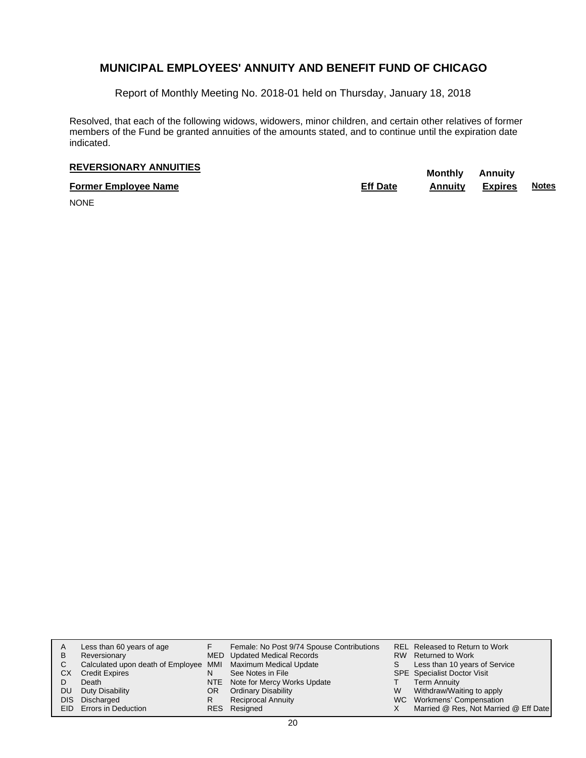## MUNICIPAL EMPLOYEES' ANNUITY AND BENEFIT FUND OF CHICAGO

Report of Monthly Meeting No. 2018-01 held on Thursday, January 18, 2018

Resolved, that each of the following widows, widowers, minor children, and certain other relatives of former members of the Fund be granted annuities of the amounts stated, and to continue until the expiration date indicated.

### REVERSIONARY ANNUITIES

| Former Employee Name | Eff Date | Monthly Annuity | Annuity Expires | Notes |
|---|---|---|---|---|
| NONE | | | | |

| | | | | | |
|---|---|---|---|---|---|
| A | Less than 60 years of age | F | Female: No Post 9/74 Spouse Contributions | REL | Released to Return to Work |
| B | Reversionary | MED | Updated Medical Records | RW | Returned to Work |
| C | Calculated upon death of Employee | MMI | Maximum Medical Update | S | Less than 10 years of Service |
| CX | Credit Expires | N | See Notes in File | SPE | Specialist Doctor Visit |
| D | Death | NTE | Note for Mercy Works Update | T | Term Annuity |
| DU | Duty Disability | OR | Ordinary Disability | W | Withdraw/Waiting to apply |
| DIS | Discharged | R | Reciprocal Annuity | WC | Workmens' Compensation |
| EID | Errors in Deduction | RES | Resigned | X | Married @ Res, Not Married @ Eff Date |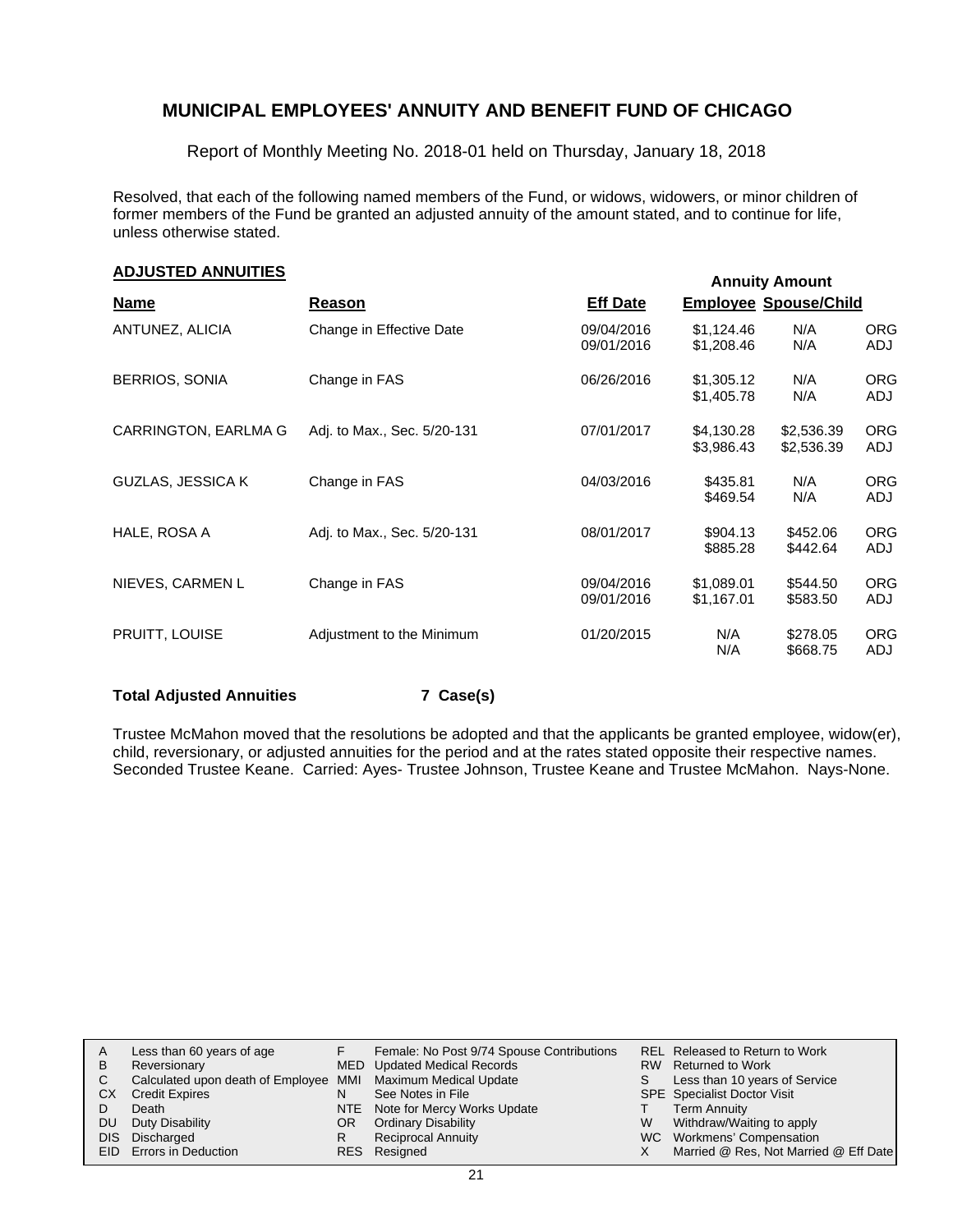## MUNICIPAL EMPLOYEES' ANNUITY AND BENEFIT FUND OF CHICAGO

Report of Monthly Meeting No. 2018-01 held on Thursday, January 18, 2018

Resolved, that each of the following named members of the Fund, or widows, widowers, or minor children of former members of the Fund be granted an adjusted annuity of the amount stated, and to continue for life, unless otherwise stated.

### ADJUSTED ANNUITIES

| Name | Reason | Eff Date | Annuity Amount Employee | Spouse/Child | |
|---|---|---|---|---|---|
| ANTUNEZ, ALICIA | Change in Effective Date | 09/04/2016 | $1,124.46 | N/A | ORG |
| | | 09/01/2016 | $1,208.46 | N/A | ADJ |
| BERRIOS, SONIA | Change in FAS | 06/26/2016 | $1,305.12 | N/A | ORG |
| | | | $1,405.78 | N/A | ADJ |
| CARRINGTON, EARLMA G | Adj. to Max., Sec. 5/20-131 | 07/01/2017 | $4,130.28 | $2,536.39 | ORG |
| | | | $3,986.43 | $2,536.39 | ADJ |
| GUZLAS, JESSICA K | Change in FAS | 04/03/2016 | $435.81 | N/A | ORG |
| | | | $469.54 | N/A | ADJ |
| HALE, ROSA A | Adj. to Max., Sec. 5/20-131 | 08/01/2017 | $904.13 | $452.06 | ORG |
| | | | $885.28 | $442.64 | ADJ |
| NIEVES, CARMEN L | Change in FAS | 09/04/2016 | $1,089.01 | $544.50 | ORG |
| | | 09/01/2016 | $1,167.01 | $583.50 | ADJ |
| PRUITT, LOUISE | Adjustment to the Minimum | 01/20/2015 | N/A | $278.05 | ORG |
| | | | N/A | $668.75 | ADJ |

**Total Adjusted Annuities 7 Case(s)**

Trustee McMahon moved that the resolutions be adopted and that the applicants be granted employee, widow(er), child, reversionary, or adjusted annuities for the period and at the rates stated opposite their respective names. Seconded Trustee Keane. Carried: Ayes- Trustee Johnson, Trustee Keane and Trustee McMahon. Nays-None.

| | | | | | |
|---|---|---|---|---|---|
| A | Less than 60 years of age | F | Female: No Post 9/74 Spouse Contributions | REL | Released to Return to Work |
| B | Reversionary | MED | Updated Medical Records | RW | Returned to Work |
| C | Calculated upon death of Employee | MMI | Maximum Medical Update | S | Less than 10 years of Service |
| CX | Credit Expires | N | See Notes in File | SPE | Specialist Doctor Visit |
| D | Death | NTE | Note for Mercy Works Update | T | Term Annuity |
| DU | Duty Disability | OR | Ordinary Disability | W | Withdraw/Waiting to apply |
| DIS | Discharged | R | Reciprocal Annuity | WC | Workmens' Compensation |
| EID | Errors in Deduction | RES | Resigned | X | Married @ Res, Not Married @ Eff Date |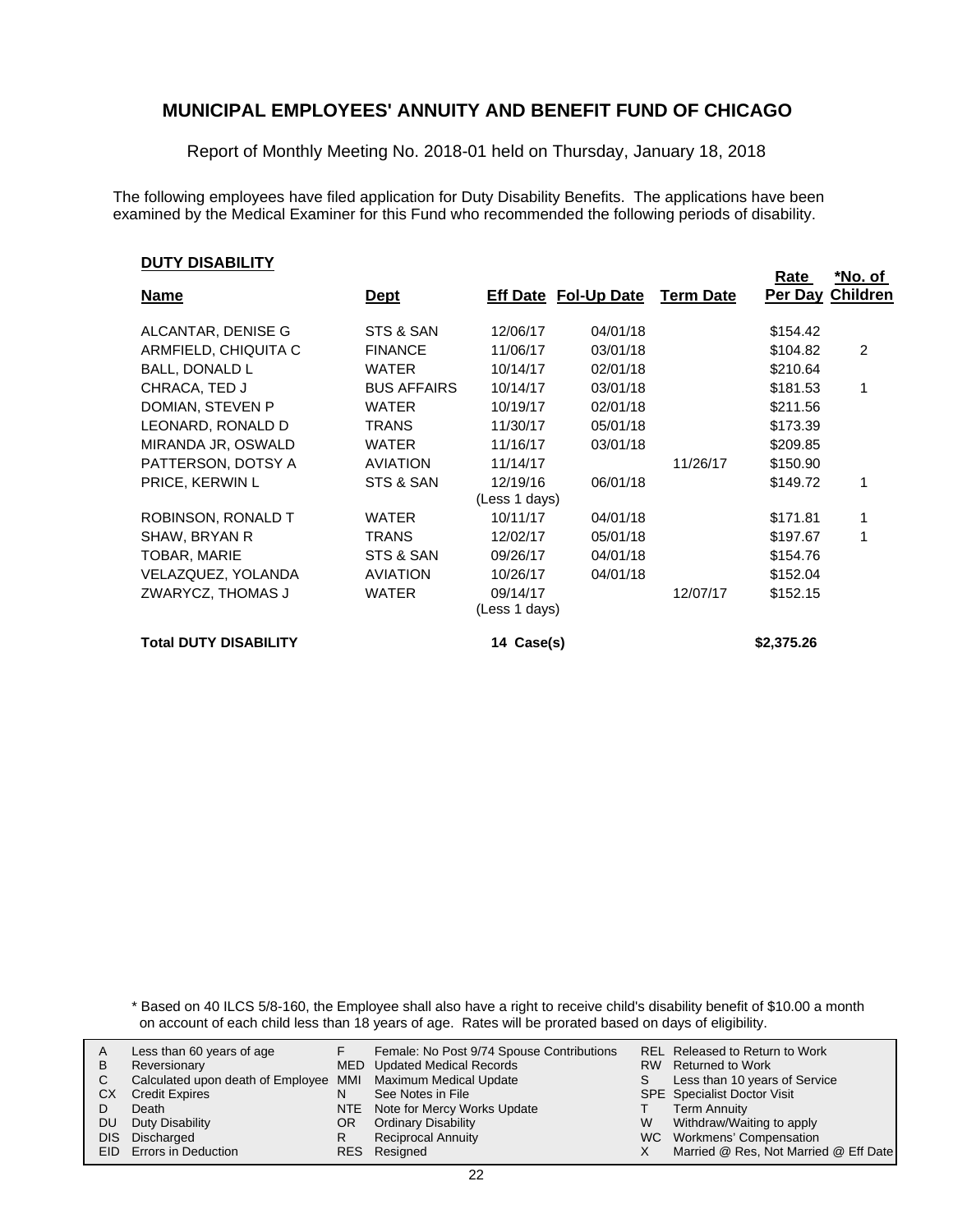# MUNICIPAL EMPLOYEES' ANNUITY AND BENEFIT FUND OF CHICAGO

Report of Monthly Meeting No. 2018-01 held on Thursday, January 18, 2018

The following employees have filed application for Duty Disability Benefits. The applications have been examined by the Medical Examiner for this Fund who recommended the following periods of disability.

## DUTY DISABILITY

| Name | Dept | Eff Date | Fol-Up Date | Term Date | Rate Per Day | *No. of Children |
|---|---|---|---|---|---|---|
| ALCANTAR, DENISE G | STS & SAN | 12/06/17 | 04/01/18 | | $154.42 | |
| ARMFIELD, CHIQUITA C | FINANCE | 11/06/17 | 03/01/18 | | $104.82 | 2 |
| BALL, DONALD L | WATER | 10/14/17 | 02/01/18 | | $210.64 | |
| CHRACA, TED J | BUS AFFAIRS | 10/14/17 | 03/01/18 | | $181.53 | 1 |
| DOMIAN, STEVEN P | WATER | 10/19/17 | 02/01/18 | | $211.56 | |
| LEONARD, RONALD D | TRANS | 11/30/17 | 05/01/18 | | $173.39 | |
| MIRANDA JR, OSWALD | WATER | 11/16/17 | 03/01/18 | | $209.85 | |
| PATTERSON, DOTSY A | AVIATION | 11/14/17 | | 11/26/17 | $150.90 | |
| PRICE, KERWIN L | STS & SAN | 12/19/16 (Less 1 days) | 06/01/18 | | $149.72 | 1 |
| ROBINSON, RONALD T | WATER | 10/11/17 | 04/01/18 | | $171.81 | 1 |
| SHAW, BRYAN R | TRANS | 12/02/17 | 05/01/18 | | $197.67 | 1 |
| TOBAR, MARIE | STS & SAN | 09/26/17 | 04/01/18 | | $154.76 | |
| VELAZQUEZ, YOLANDA | AVIATION | 10/26/17 | 04/01/18 | | $152.04 | |
| ZWARYCZ, THOMAS J | WATER | 09/14/17 (Less 1 days) | | 12/07/17 | $152.15 | |
| **Total DUTY DISABILITY** | | **14 Case(s)** | | | **$2,375.26** | |

\* Based on 40 ILCS 5/8-160, the Employee shall also have a right to receive child's disability benefit of $10.00 a month on account of each child less than 18 years of age. Rates will be prorated based on days of eligibility.

| | | | | | |
|---|---|---|---|---|---|
| A | Less than 60 years of age | F | Female: No Post 9/74 Spouse Contributions | REL | Released to Return to Work |
| B | Reversionary | MED | Updated Medical Records | RW | Returned to Work |
| C | Calculated upon death of Employee | MMI | Maximum Medical Update | S | Less than 10 years of Service |
| CX | Credit Expires | N | See Notes in File | SPE | Specialist Doctor Visit |
| D | Death | NTE | Note for Mercy Works Update | T | Term Annuity |
| DU | Duty Disability | OR | Ordinary Disability | W | Withdraw/Waiting to apply |
| DIS | Discharged | R | Reciprocal Annuity | WC | Workmens' Compensation |
| EID | Errors in Deduction | RES | Resigned | X | Married @ Res, Not Married @ Eff Date |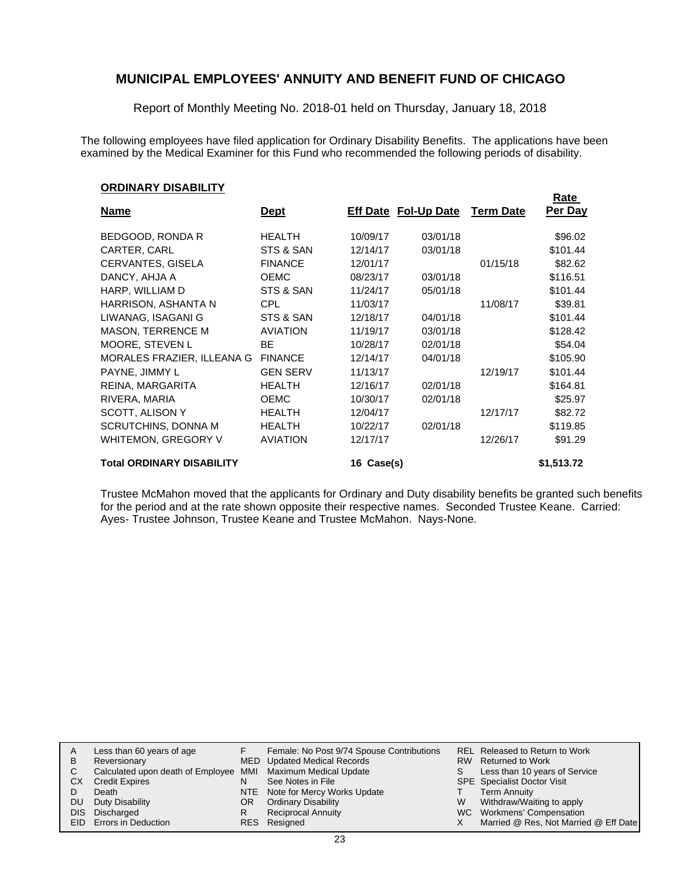# MUNICIPAL EMPLOYEES' ANNUITY AND BENEFIT FUND OF CHICAGO

Report of Monthly Meeting No. 2018-01 held on Thursday, January 18, 2018

The following employees have filed application for Ordinary Disability Benefits. The applications have been examined by the Medical Examiner for this Fund who recommended the following periods of disability.

## ORDINARY DISABILITY

| Name | Dept | Eff Date | Fol-Up Date | Term Date | Rate Per Day |
|---|---|---|---|---|---|
| BEDGOOD, RONDA R | HEALTH | 10/09/17 | 03/01/18 | | $96.02 |
| CARTER, CARL | STS & SAN | 12/14/17 | 03/01/18 | | $101.44 |
| CERVANTES, GISELA | FINANCE | 12/01/17 | | 01/15/18 | $82.62 |
| DANCY, AHJA A | OEMC | 08/23/17 | 03/01/18 | | $116.51 |
| HARP, WILLIAM D | STS & SAN | 11/24/17 | 05/01/18 | | $101.44 |
| HARRISON, ASHANTA N | CPL | 11/03/17 | | 11/08/17 | $39.81 |
| LIWANAG, ISAGANI G | STS & SAN | 12/18/17 | 04/01/18 | | $101.44 |
| MASON, TERRENCE M | AVIATION | 11/19/17 | 03/01/18 | | $128.42 |
| MOORE, STEVEN L | BE | 10/28/17 | 02/01/18 | | $54.04 |
| MORALES FRAZIER, ILLEANA G | FINANCE | 12/14/17 | 04/01/18 | | $105.90 |
| PAYNE, JIMMY L | GEN SERV | 11/13/17 | | 12/19/17 | $101.44 |
| REINA, MARGARITA | HEALTH | 12/16/17 | 02/01/18 | | $164.81 |
| RIVERA, MARIA | OEMC | 10/30/17 | 02/01/18 | | $25.97 |
| SCOTT, ALISON Y | HEALTH | 12/04/17 | | 12/17/17 | $82.72 |
| SCRUTCHINS, DONNA M | HEALTH | 10/22/17 | 02/01/18 | | $119.85 |
| WHITEMON, GREGORY V | AVIATION | 12/17/17 | | 12/26/17 | $91.29 |
| **Total ORDINARY DISABILITY** | | **16 Case(s)** | | | **$1,513.72** |

Trustee McMahon moved that the applicants for Ordinary and Duty disability benefits be granted such benefits for the period and at the rate shown opposite their respective names. Seconded Trustee Keane. Carried: Ayes- Trustee Johnson, Trustee Keane and Trustee McMahon. Nays-None.

| | | | | | |
|---|---|---|---|---|---|
| A | Less than 60 years of age | F | Female: No Post 9/74 Spouse Contributions | REL | Released to Return to Work |
| B | Reversionary | MED | Updated Medical Records | RW | Returned to Work |
| C | Calculated upon death of Employee | MMI | Maximum Medical Update | S | Less than 10 years of Service |
| CX | Credit Expires | N | See Notes in File | SPE | Specialist Doctor Visit |
| D | Death | NTE | Note for Mercy Works Update | T | Term Annuity |
| DU | Duty Disability | OR | Ordinary Disability | W | Withdraw/Waiting to apply |
| DIS | Discharged | R | Reciprocal Annuity | WC | Workmens' Compensation |
| EID | Errors in Deduction | RES | Resigned | X | Married @ Res, Not Married @ Eff Date |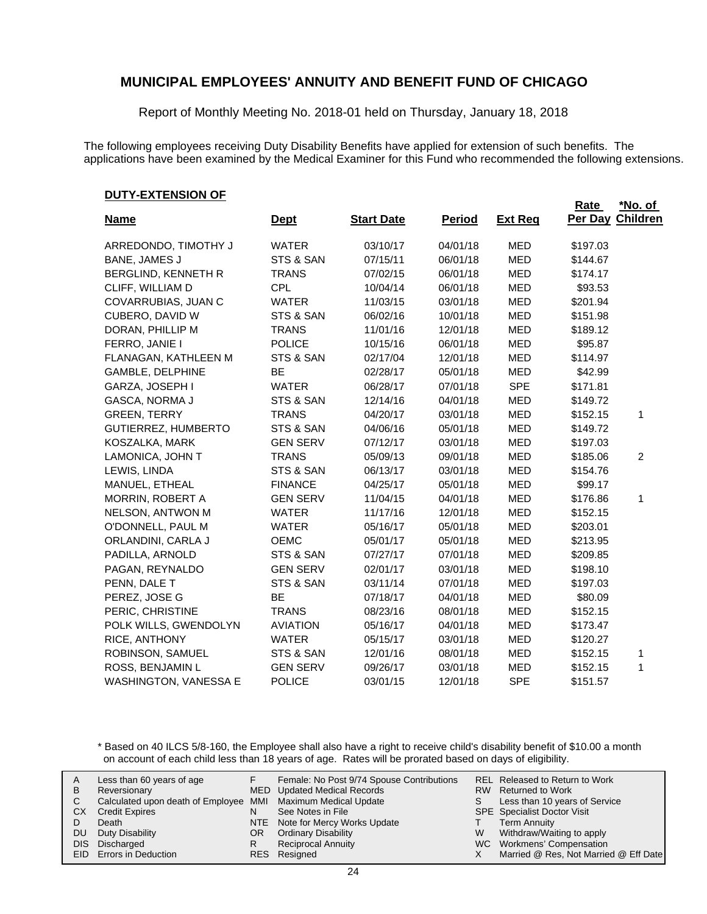# MUNICIPAL EMPLOYEES' ANNUITY AND BENEFIT FUND OF CHICAGO

Report of Monthly Meeting No. 2018-01 held on Thursday, January 18, 2018

The following employees receiving Duty Disability Benefits have applied for extension of such benefits. The applications have been examined by the Medical Examiner for this Fund who recommended the following extensions.

**DUTY-EXTENSION OF**

| Name | Dept | Start Date | Period | Ext Req | Rate Per Day | *No. of Children |
|---|---|---|---|---|---|---|
| ARREDONDO, TIMOTHY J | WATER | 03/10/17 | 04/01/18 | MED | $197.03 | |
| BANE, JAMES J | STS & SAN | 07/15/11 | 06/01/18 | MED | $144.67 | |
| BERGLIND, KENNETH R | TRANS | 07/02/15 | 06/01/18 | MED | $174.17 | |
| CLIFF, WILLIAM D | CPL | 10/04/14 | 06/01/18 | MED | $93.53 | |
| COVARRUBIAS, JUAN C | WATER | 11/03/15 | 03/01/18 | MED | $201.94 | |
| CUBERO, DAVID W | STS & SAN | 06/02/16 | 10/01/18 | MED | $151.98 | |
| DORAN, PHILLIP M | TRANS | 11/01/16 | 12/01/18 | MED | $189.12 | |
| FERRO, JANIE I | POLICE | 10/15/16 | 06/01/18 | MED | $95.87 | |
| FLANAGAN, KATHLEEN M | STS & SAN | 02/17/04 | 12/01/18 | MED | $114.97 | |
| GAMBLE, DELPHINE | BE | 02/28/17 | 05/01/18 | MED | $42.99 | |
| GARZA, JOSEPH I | WATER | 06/28/17 | 07/01/18 | SPE | $171.81 | |
| GASCA, NORMA J | STS & SAN | 12/14/16 | 04/01/18 | MED | $149.72 | |
| GREEN, TERRY | TRANS | 04/20/17 | 03/01/18 | MED | $152.15 | 1 |
| GUTIERREZ, HUMBERTO | STS & SAN | 04/06/16 | 05/01/18 | MED | $149.72 | |
| KOSZALKA, MARK | GEN SERV | 07/12/17 | 03/01/18 | MED | $197.03 | |
| LAMONICA, JOHN T | TRANS | 05/09/13 | 09/01/18 | MED | $185.06 | 2 |
| LEWIS, LINDA | STS & SAN | 06/13/17 | 03/01/18 | MED | $154.76 | |
| MANUEL, ETHEAL | FINANCE | 04/25/17 | 05/01/18 | MED | $99.17 | |
| MORRIN, ROBERT A | GEN SERV | 11/04/15 | 04/01/18 | MED | $176.86 | 1 |
| NELSON, ANTWON M | WATER | 11/17/16 | 12/01/18 | MED | $152.15 | |
| O'DONNELL, PAUL M | WATER | 05/16/17 | 05/01/18 | MED | $203.01 | |
| ORLANDINI, CARLA J | OEMC | 05/01/17 | 05/01/18 | MED | $213.95 | |
| PADILLA, ARNOLD | STS & SAN | 07/27/17 | 07/01/18 | MED | $209.85 | |
| PAGAN, REYNALDO | GEN SERV | 02/01/17 | 03/01/18 | MED | $198.10 | |
| PENN, DALE T | STS & SAN | 03/11/14 | 07/01/18 | MED | $197.03 | |
| PEREZ, JOSE G | BE | 07/18/17 | 04/01/18 | MED | $80.09 | |
| PERIC, CHRISTINE | TRANS | 08/23/16 | 08/01/18 | MED | $152.15 | |
| POLK WILLS, GWENDOLYN | AVIATION | 05/16/17 | 04/01/18 | MED | $173.47 | |
| RICE, ANTHONY | WATER | 05/15/17 | 03/01/18 | MED | $120.27 | |
| ROBINSON, SAMUEL | STS & SAN | 12/01/16 | 08/01/18 | MED | $152.15 | 1 |
| ROSS, BENJAMIN L | GEN SERV | 09/26/17 | 03/01/18 | MED | $152.15 | 1 |
| WASHINGTON, VANESSA E | POLICE | 03/01/15 | 12/01/18 | SPE | $151.57 | |

\* Based on 40 ILCS 5/8-160, the Employee shall also have a right to receive child's disability benefit of $10.00 a month on account of each child less than 18 years of age. Rates will be prorated based on days of eligibility.

| | | | | | |
|---|---|---|---|---|---|
| A | Less than 60 years of age | F | Female: No Post 9/74 Spouse Contributions | REL | Released to Return to Work |
| B | Reversionary | MED | Updated Medical Records | RW | Returned to Work |
| C | Calculated upon death of Employee | MMI | Maximum Medical Update | S | Less than 10 years of Service |
| CX | Credit Expires | N | See Notes in File | SPE | Specialist Doctor Visit |
| D | Death | NTE | Note for Mercy Works Update | T | Term Annuity |
| DU | Duty Disability | OR | Ordinary Disability | W | Withdraw/Waiting to apply |
| DIS | Discharged | R | Reciprocal Annuity | WC | Workmens' Compensation |
| EID | Errors in Deduction | RES | Resigned | X | Married @ Res, Not Married @ Eff Date |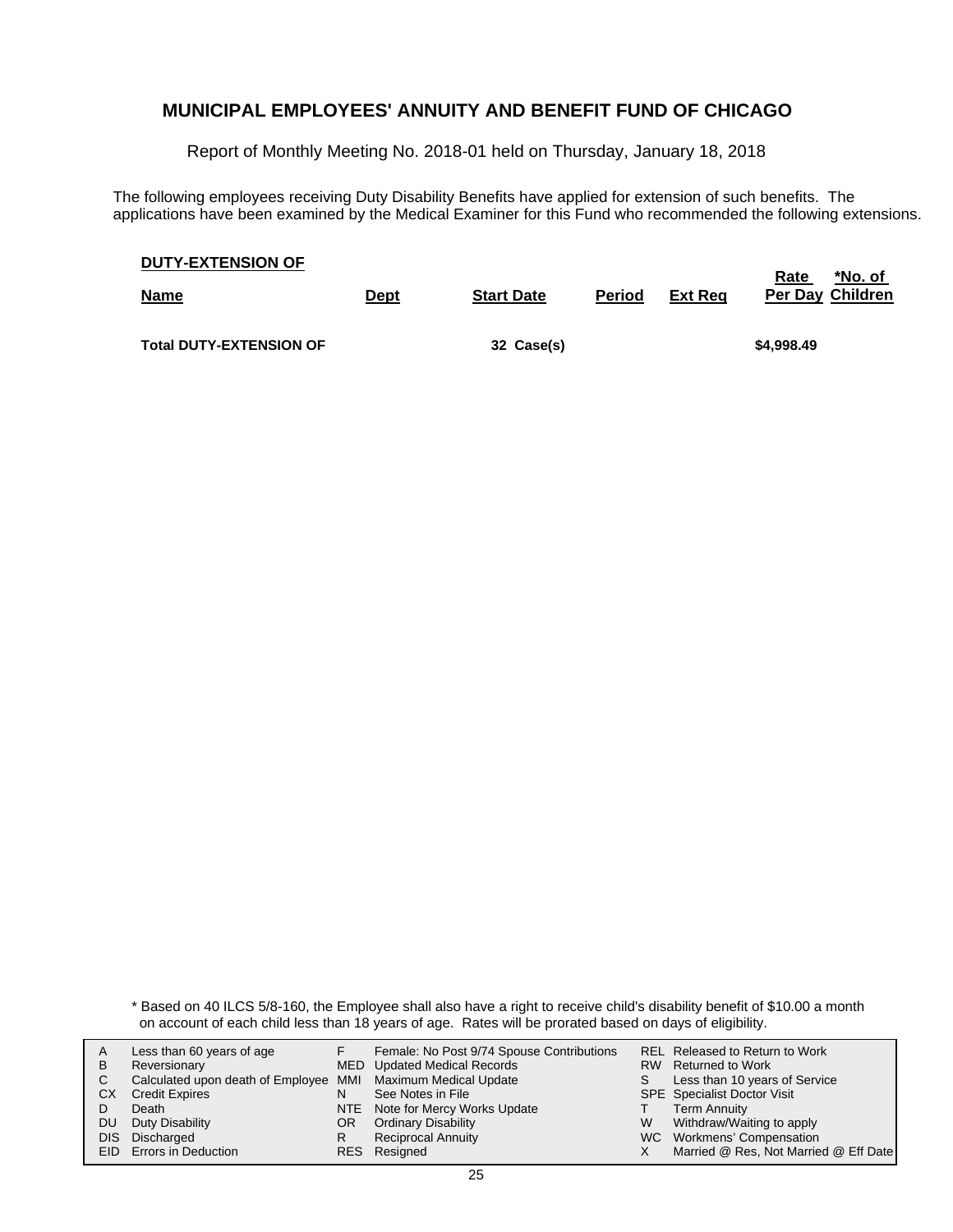## MUNICIPAL EMPLOYEES' ANNUITY AND BENEFIT FUND OF CHICAGO

Report of Monthly Meeting No. 2018-01 held on Thursday, January 18, 2018

The following employees receiving Duty Disability Benefits have applied for extension of such benefits. The applications have been examined by the Medical Examiner for this Fund who recommended the following extensions.

**DUTY-EXTENSION OF**

| Name | Dept | Start Date | Period | Ext Req | Rate Per Day | *No. of Children |
|---|---|---|---|---|---|---|
| **Total DUTY-EXTENSION OF** | | **32 Case(s)** | | | **$4,998.49** | |

\* Based on 40 ILCS 5/8-160, the Employee shall also have a right to receive child's disability benefit of $10.00 a month on account of each child less than 18 years of age. Rates will be prorated based on days of eligibility.

| | | | | | |
|---|---|---|---|---|---|
| A | Less than 60 years of age | F | Female: No Post 9/74 Spouse Contributions | REL | Released to Return to Work |
| B | Reversionary | MED | Updated Medical Records | RW | Returned to Work |
| C | Calculated upon death of Employee | MMI | Maximum Medical Update | S | Less than 10 years of Service |
| CX | Credit Expires | N | See Notes in File | SPE | Specialist Doctor Visit |
| D | Death | NTE | Note for Mercy Works Update | T | Term Annuity |
| DU | Duty Disability | OR | Ordinary Disability | W | Withdraw/Waiting to apply |
| DIS | Discharged | R | Reciprocal Annuity | WC | Workmens' Compensation |
| EID | Errors in Deduction | RES | Resigned | X | Married @ Res, Not Married @ Eff Date |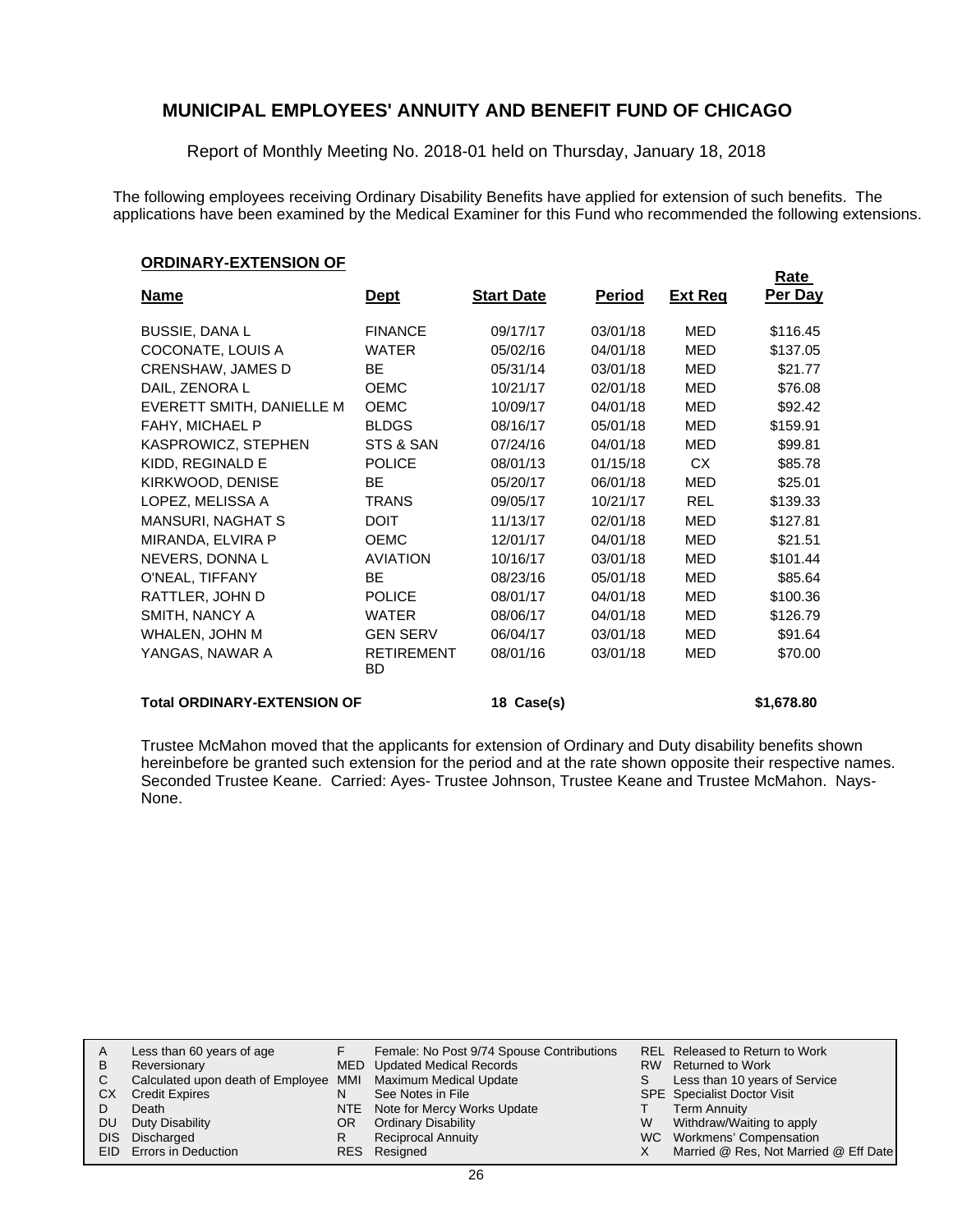# MUNICIPAL EMPLOYEES' ANNUITY AND BENEFIT FUND OF CHICAGO

Report of Monthly Meeting No. 2018-01 held on Thursday, January 18, 2018

The following employees receiving Ordinary Disability Benefits have applied for extension of such benefits. The applications have been examined by the Medical Examiner for this Fund who recommended the following extensions.

**ORDINARY-EXTENSION OF**

| Name | Dept | Start Date | Period | Ext Req | Rate Per Day |
|---|---|---|---|---|---|
| BUSSIE, DANA L | FINANCE | 09/17/17 | 03/01/18 | MED | $116.45 |
| COCONATE, LOUIS A | WATER | 05/02/16 | 04/01/18 | MED | $137.05 |
| CRENSHAW, JAMES D | BE | 05/31/14 | 03/01/18 | MED | $21.77 |
| DAIL, ZENORA L | OEMC | 10/21/17 | 02/01/18 | MED | $76.08 |
| EVERETT SMITH, DANIELLE M | OEMC | 10/09/17 | 04/01/18 | MED | $92.42 |
| FAHY, MICHAEL P | BLDGS | 08/16/17 | 05/01/18 | MED | $159.91 |
| KASPROWICZ, STEPHEN | STS & SAN | 07/24/16 | 04/01/18 | MED | $99.81 |
| KIDD, REGINALD E | POLICE | 08/01/13 | 01/15/18 | CX | $85.78 |
| KIRKWOOD, DENISE | BE | 05/20/17 | 06/01/18 | MED | $25.01 |
| LOPEZ, MELISSA A | TRANS | 09/05/17 | 10/21/17 | REL | $139.33 |
| MANSURI, NAGHAT S | DOIT | 11/13/17 | 02/01/18 | MED | $127.81 |
| MIRANDA, ELVIRA P | OEMC | 12/01/17 | 04/01/18 | MED | $21.51 |
| NEVERS, DONNA L | AVIATION | 10/16/17 | 03/01/18 | MED | $101.44 |
| O'NEAL, TIFFANY | BE | 08/23/16 | 05/01/18 | MED | $85.64 |
| RATTLER, JOHN D | POLICE | 08/01/17 | 04/01/18 | MED | $100.36 |
| SMITH, NANCY A | WATER | 08/06/17 | 04/01/18 | MED | $126.79 |
| WHALEN, JOHN M | GEN SERV | 06/04/17 | 03/01/18 | MED | $91.64 |
| YANGAS, NAWAR A | RETIREMENT BD | 08/01/16 | 03/01/18 | MED | $70.00 |
| **Total ORDINARY-EXTENSION OF** | | **18 Case(s)** | | | **$1,678.80** |

Trustee McMahon moved that the applicants for extension of Ordinary and Duty disability benefits shown hereinbefore be granted such extension for the period and at the rate shown opposite their respective names. Seconded Trustee Keane. Carried: Ayes- Trustee Johnson, Trustee Keane and Trustee McMahon. Nays- None.

| | | | | | |
|---|---|---|---|---|---|
| A | Less than 60 years of age | F | Female: No Post 9/74 Spouse Contributions | REL | Released to Return to Work |
| B | Reversionary | MED | Updated Medical Records | RW | Returned to Work |
| C | Calculated upon death of Employee | MMI | Maximum Medical Update | S | Less than 10 years of Service |
| CX | Credit Expires | N | See Notes in File | SPE | Specialist Doctor Visit |
| D | Death | NTE | Note for Mercy Works Update | T | Term Annuity |
| DU | Duty Disability | OR | Ordinary Disability | W | Withdraw/Waiting to apply |
| DIS | Discharged | R | Reciprocal Annuity | WC | Workmens' Compensation |
| EID | Errors in Deduction | RES | Resigned | X | Married @ Res, Not Married @ Eff Date |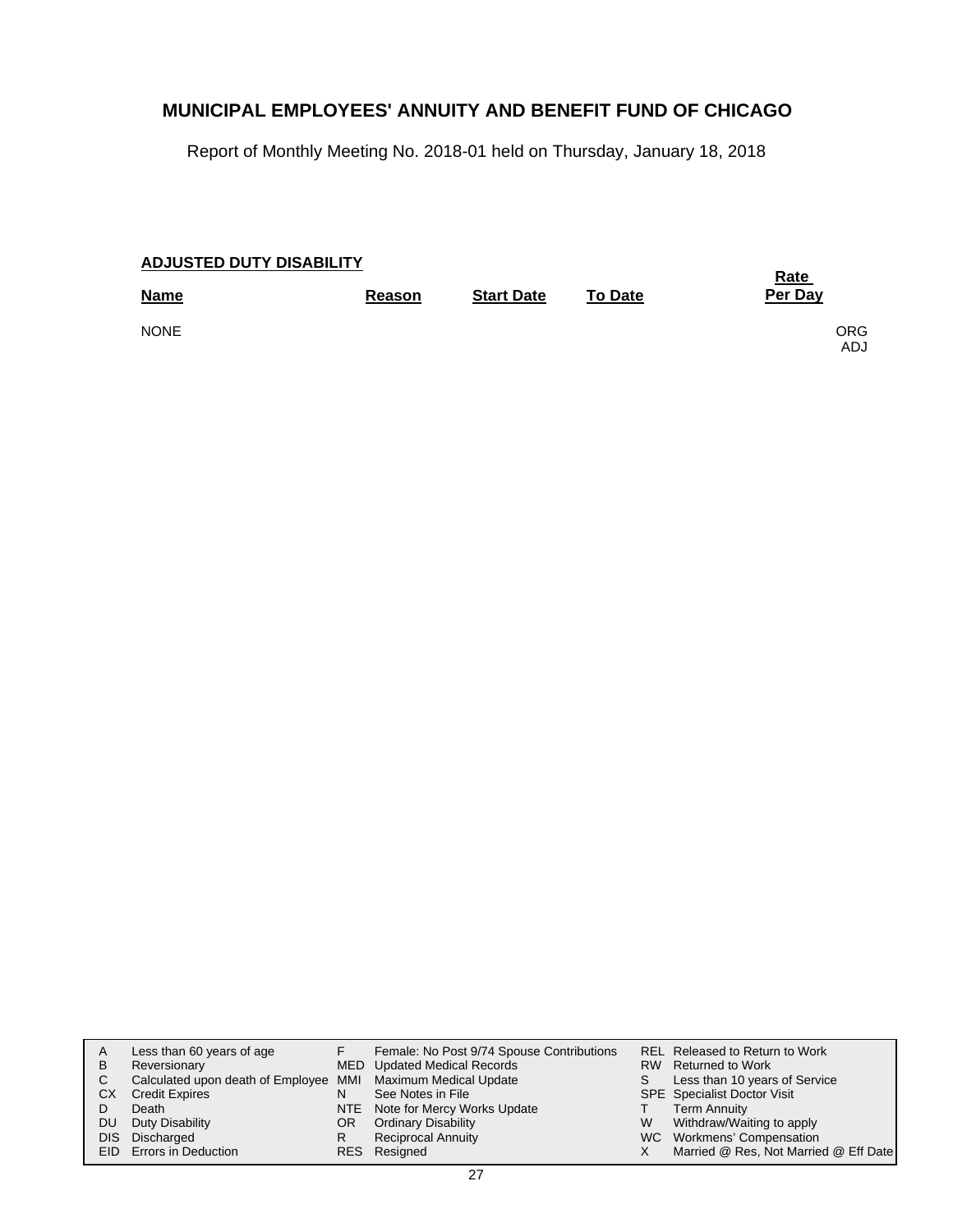# MUNICIPAL EMPLOYEES' ANNUITY AND BENEFIT FUND OF CHICAGO

Report of Monthly Meeting No. 2018-01 held on Thursday, January 18, 2018

**ADJUSTED DUTY DISABILITY**

| Name | Reason | Start Date | To Date | Rate Per Day | |
|---|---|---|---|---|---|
| NONE | | | | | ORG ADJ |

| | | | | | |
|---|---|---|---|---|---|
| A | Less than 60 years of age | F | Female: No Post 9/74 Spouse Contributions | REL | Released to Return to Work |
| B | Reversionary | MED | Updated Medical Records | RW | Returned to Work |
| C | Calculated upon death of Employee | MMI | Maximum Medical Update | S | Less than 10 years of Service |
| CX | Credit Expires | N | See Notes in File | SPE | Specialist Doctor Visit |
| D | Death | NTE | Note for Mercy Works Update | T | Term Annuity |
| DU | Duty Disability | OR | Ordinary Disability | W | Withdraw/Waiting to apply |
| DIS | Discharged | R | Reciprocal Annuity | WC | Workmens' Compensation |
| EID | Errors in Deduction | RES | Resigned | X | Married @ Res, Not Married @ Eff Date |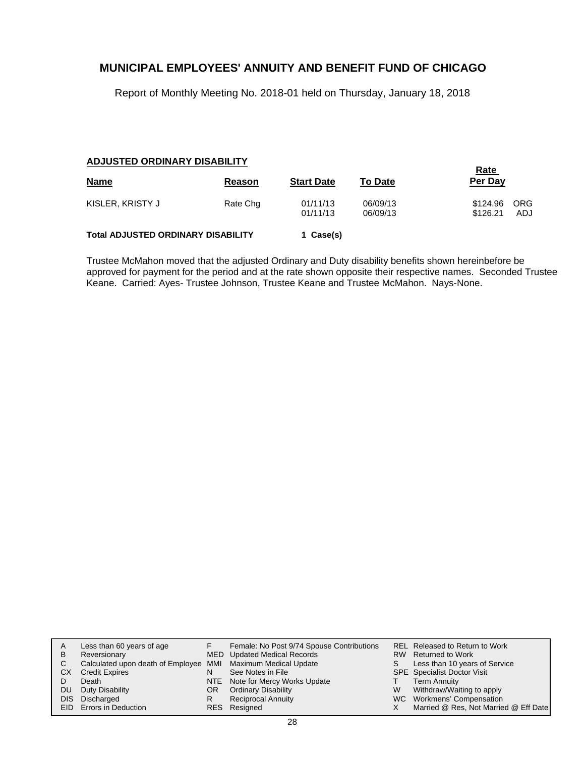# MUNICIPAL EMPLOYEES' ANNUITY AND BENEFIT FUND OF CHICAGO

Report of Monthly Meeting No. 2018-01 held on Thursday, January 18, 2018

**ADJUSTED ORDINARY DISABILITY**

| Name | Reason | Start Date | To Date | Rate Per Day | |
|---|---|---|---|---|---|
| KISLER, KRISTY J | Rate Chg | 01/11/13 | 06/09/13 | $124.96 | ORG |
| | | 01/11/13 | 06/09/13 | $126.21 | ADJ |

**Total ADJUSTED ORDINARY DISABILITY** **1 Case(s)**

Trustee McMahon moved that the adjusted Ordinary and Duty disability benefits shown hereinbefore be approved for payment for the period and at the rate shown opposite their respective names. Seconded Trustee Keane. Carried: Ayes- Trustee Johnson, Trustee Keane and Trustee McMahon. Nays-None.

| | | | | | |
|---|---|---|---|---|---|
| A | Less than 60 years of age | F | Female: No Post 9/74 Spouse Contributions | REL | Released to Return to Work |
| B | Reversionary | MED | Updated Medical Records | RW | Returned to Work |
| C | Calculated upon death of Employee | MMI | Maximum Medical Update | S | Less than 10 years of Service |
| CX | Credit Expires | N | See Notes in File | SPE | Specialist Doctor Visit |
| D | Death | NTE | Note for Mercy Works Update | T | Term Annuity |
| DU | Duty Disability | OR | Ordinary Disability | W | Withdraw/Waiting to apply |
| DIS | Discharged | R | Reciprocal Annuity | WC | Workmens' Compensation |
| EID | Errors in Deduction | RES | Resigned | X | Married @ Res, Not Married @ Eff Date |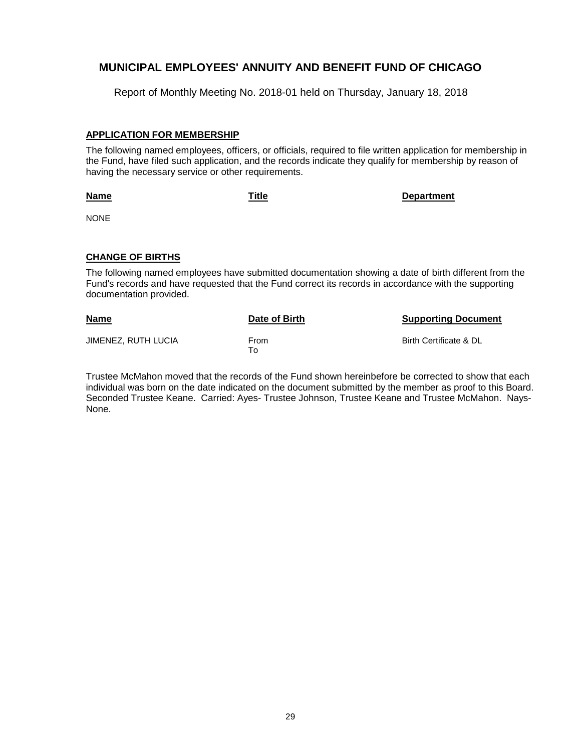# MUNICIPAL EMPLOYEES' ANNUITY AND BENEFIT FUND OF CHICAGO

Report of Monthly Meeting No. 2018-01 held on Thursday, January 18, 2018

## APPLICATION FOR MEMBERSHIP

The following named employees, officers, or officials, required to file written application for membership in the Fund, have filed such application, and the records indicate they qualify for membership by reason of having the necessary service or other requirements.

| Name | Title | Department |
|---|---|---|
| NONE | | |

## CHANGE OF BIRTHS

The following named employees have submitted documentation showing a date of birth different from the Fund's records and have requested that the Fund correct its records in accordance with the supporting documentation provided.

| Name | Date of Birth | Supporting Document |
|---|---|---|
| JIMENEZ, RUTH LUCIA | From<br>To | Birth Certificate & DL |

Trustee McMahon moved that the records of the Fund shown hereinbefore be corrected to show that each individual was born on the date indicated on the document submitted by the member as proof to this Board. Seconded Trustee Keane. Carried: Ayes- Trustee Johnson, Trustee Keane and Trustee McMahon. Nays- None.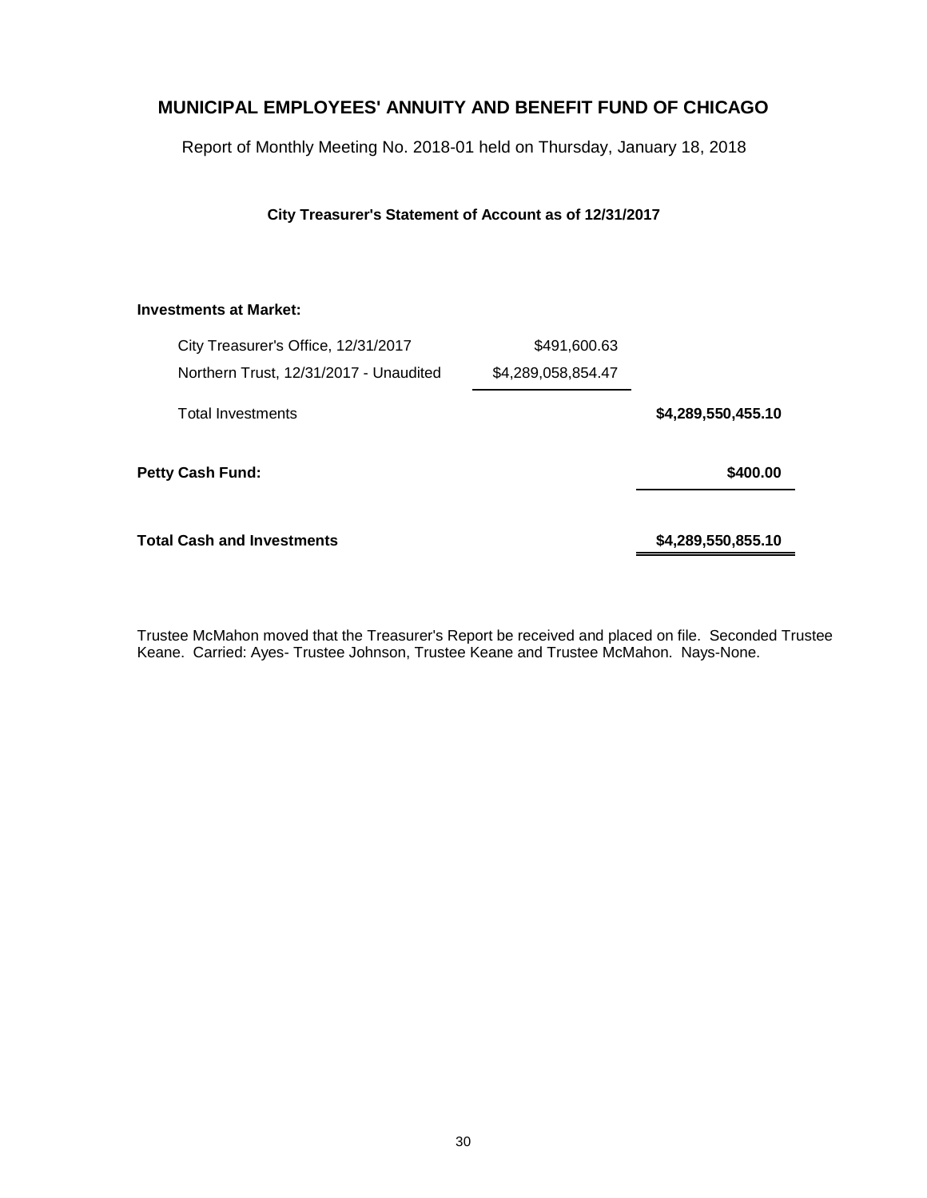# MUNICIPAL EMPLOYEES' ANNUITY AND BENEFIT FUND OF CHICAGO

Report of Monthly Meeting No. 2018-01 held on Thursday, January 18, 2018

**City Treasurer's Statement of Account as of 12/31/2017**

| | | |
|---|---|---|
| **Investments at Market:** | | |
| City Treasurer's Office, 12/31/2017 | $491,600.63 | |
| Northern Trust, 12/31/2017 - Unaudited | $4,289,058,854.47 | |
| Total Investments | | **$4,289,550,455.10** |
| **Petty Cash Fund:** | | **$400.00** |
| **Total Cash and Investments** | | **$4,289,550,855.10** |

Trustee McMahon moved that the Treasurer's Report be received and placed on file. Seconded Trustee Keane. Carried: Ayes- Trustee Johnson, Trustee Keane and Trustee McMahon. Nays-None.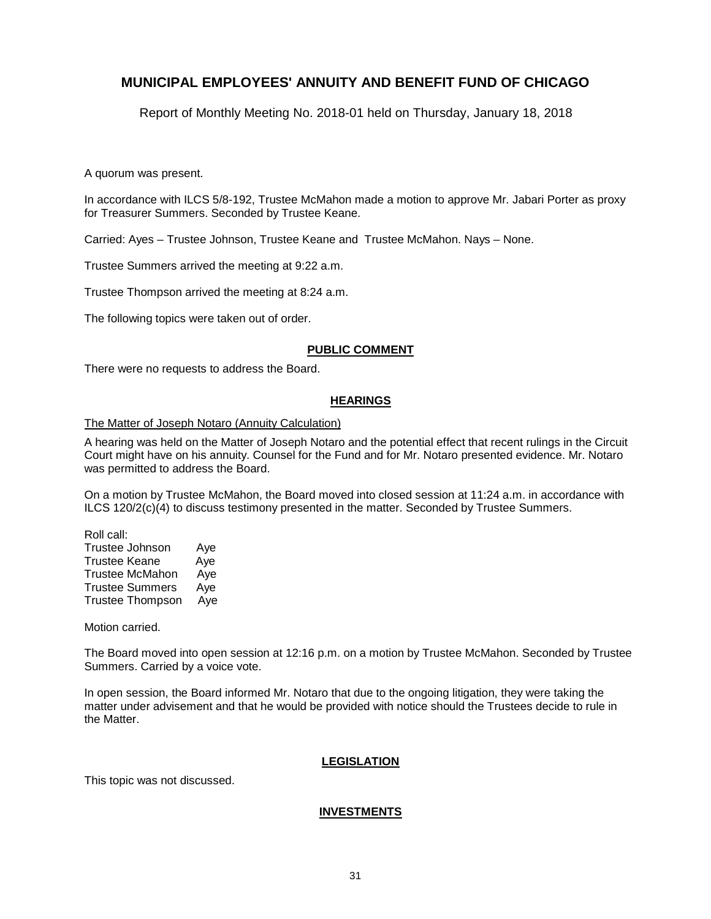# MUNICIPAL EMPLOYEES' ANNUITY AND BENEFIT FUND OF CHICAGO

Report of Monthly Meeting No. 2018-01 held on Thursday, January 18, 2018

A quorum was present.

In accordance with ILCS 5/8-192, Trustee McMahon made a motion to approve Mr. Jabari Porter as proxy for Treasurer Summers. Seconded by Trustee Keane.

Carried: Ayes – Trustee Johnson, Trustee Keane and Trustee McMahon. Nays – None.

Trustee Summers arrived the meeting at 9:22 a.m.

Trustee Thompson arrived the meeting at 8:24 a.m.

The following topics were taken out of order.

## PUBLIC COMMENT

There were no requests to address the Board.

## HEARINGS

The Matter of Joseph Notaro (Annuity Calculation)

A hearing was held on the Matter of Joseph Notaro and the potential effect that recent rulings in the Circuit Court might have on his annuity. Counsel for the Fund and for Mr. Notaro presented evidence. Mr. Notaro was permitted to address the Board.

On a motion by Trustee McMahon, the Board moved into closed session at 11:24 a.m. in accordance with ILCS 120/2(c)(4) to discuss testimony presented in the matter. Seconded by Trustee Summers.

Roll call:
Trustee Johnson Aye
Trustee Keane Aye
Trustee McMahon Aye
Trustee Summers Aye
Trustee Thompson Aye

Motion carried.

The Board moved into open session at 12:16 p.m. on a motion by Trustee McMahon. Seconded by Trustee Summers. Carried by a voice vote.

In open session, the Board informed Mr. Notaro that due to the ongoing litigation, they were taking the matter under advisement and that he would be provided with notice should the Trustees decide to rule in the Matter.

## LEGISLATION

This topic was not discussed.

## INVESTMENTS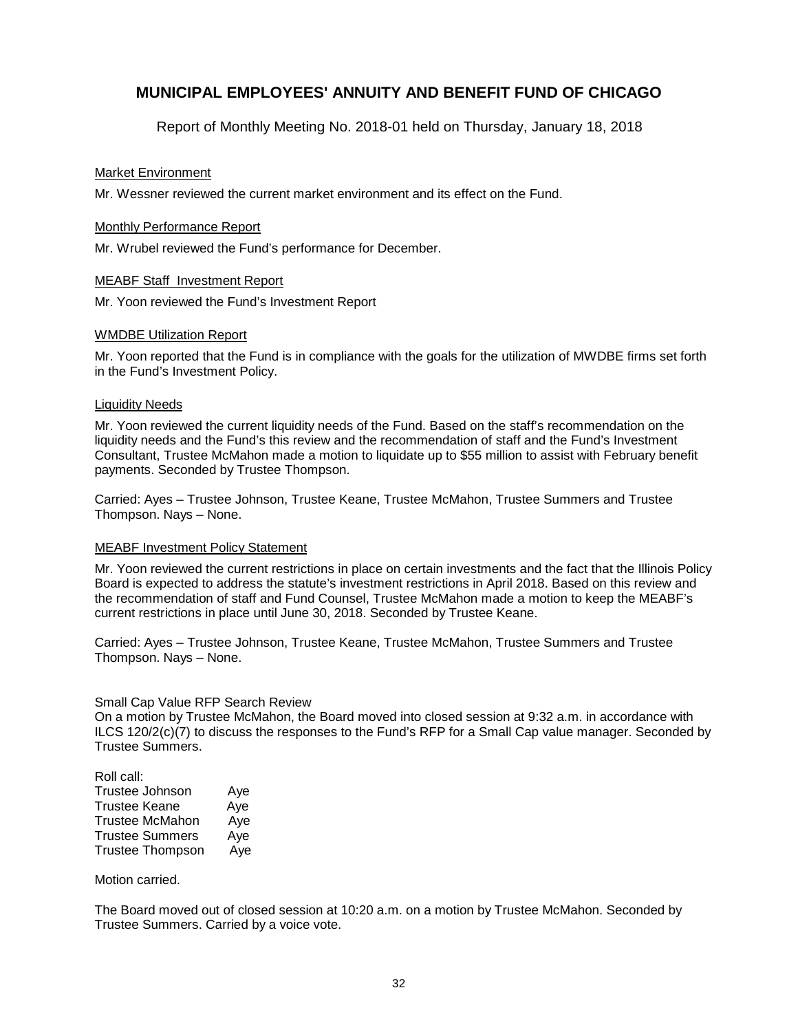# MUNICIPAL EMPLOYEES' ANNUITY AND BENEFIT FUND OF CHICAGO

Report of Monthly Meeting No. 2018-01 held on Thursday, January 18, 2018

Market Environment

Mr. Wessner reviewed the current market environment and its effect on the Fund.

Monthly Performance Report

Mr. Wrubel reviewed the Fund's performance for December.

MEABF Staff Investment Report

Mr. Yoon reviewed the Fund's Investment Report

WMDBE Utilization Report

Mr. Yoon reported that the Fund is in compliance with the goals for the utilization of MWDBE firms set forth in the Fund's Investment Policy.

Liquidity Needs

Mr. Yoon reviewed the current liquidity needs of the Fund. Based on the staff's recommendation on the liquidity needs and the Fund's this review and the recommendation of staff and the Fund's Investment Consultant, Trustee McMahon made a motion to liquidate up to $55 million to assist with February benefit payments. Seconded by Trustee Thompson.

Carried: Ayes – Trustee Johnson, Trustee Keane, Trustee McMahon, Trustee Summers and Trustee Thompson. Nays – None.

MEABF Investment Policy Statement

Mr. Yoon reviewed the current restrictions in place on certain investments and the fact that the Illinois Policy Board is expected to address the statute's investment restrictions in April 2018. Based on this review and the recommendation of staff and Fund Counsel, Trustee McMahon made a motion to keep the MEABF's current restrictions in place until June 30, 2018. Seconded by Trustee Keane.

Carried: Ayes – Trustee Johnson, Trustee Keane, Trustee McMahon, Trustee Summers and Trustee Thompson. Nays – None.

Small Cap Value RFP Search Review
On a motion by Trustee McMahon, the Board moved into closed session at 9:32 a.m. in accordance with ILCS 120/2(c)(7) to discuss the responses to the Fund's RFP for a Small Cap value manager. Seconded by Trustee Summers.

Roll call:
Trustee Johnson Aye
Trustee Keane Aye
Trustee McMahon Aye
Trustee Summers Aye
Trustee Thompson Aye

Motion carried.

The Board moved out of closed session at 10:20 a.m. on a motion by Trustee McMahon. Seconded by Trustee Summers. Carried by a voice vote.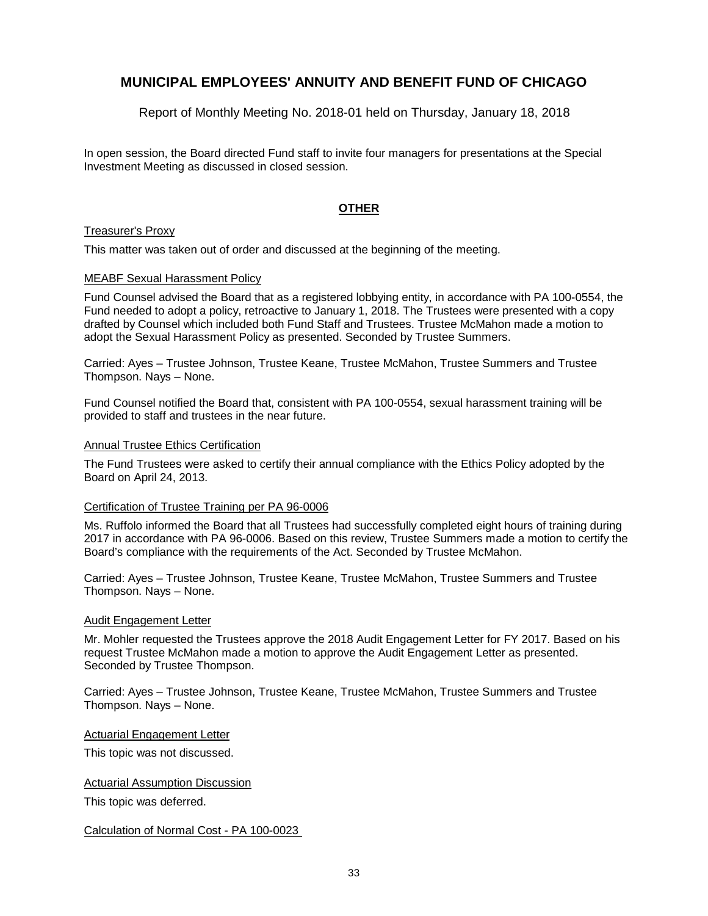In open session, the Board directed Fund staff to invite four managers for presentations at the Special Investment Meeting as discussed in closed session.

## OTHER

Treasurer's Proxy

This matter was taken out of order and discussed at the beginning of the meeting.

MEABF Sexual Harassment Policy

Fund Counsel advised the Board that as a registered lobbying entity, in accordance with PA 100-0554, the Fund needed to adopt a policy, retroactive to January 1, 2018. The Trustees were presented with a copy drafted by Counsel which included both Fund Staff and Trustees. Trustee McMahon made a motion to adopt the Sexual Harassment Policy as presented. Seconded by Trustee Summers.

Carried: Ayes – Trustee Johnson, Trustee Keane, Trustee McMahon, Trustee Summers and Trustee Thompson. Nays – None.

Fund Counsel notified the Board that, consistent with PA 100-0554, sexual harassment training will be provided to staff and trustees in the near future.

Annual Trustee Ethics Certification

The Fund Trustees were asked to certify their annual compliance with the Ethics Policy adopted by the Board on April 24, 2013.

Certification of Trustee Training per PA 96-0006

Ms. Ruffolo informed the Board that all Trustees had successfully completed eight hours of training during 2017 in accordance with PA 96-0006. Based on this review, Trustee Summers made a motion to certify the Board's compliance with the requirements of the Act. Seconded by Trustee McMahon.

Carried: Ayes – Trustee Johnson, Trustee Keane, Trustee McMahon, Trustee Summers and Trustee Thompson. Nays – None.

Audit Engagement Letter

Mr. Mohler requested the Trustees approve the 2018 Audit Engagement Letter for FY 2017. Based on his request Trustee McMahon made a motion to approve the Audit Engagement Letter as presented. Seconded by Trustee Thompson.

Carried: Ayes – Trustee Johnson, Trustee Keane, Trustee McMahon, Trustee Summers and Trustee Thompson. Nays – None.

Actuarial Engagement Letter

This topic was not discussed.

Actuarial Assumption Discussion

This topic was deferred.

Calculation of Normal Cost - PA 100-0023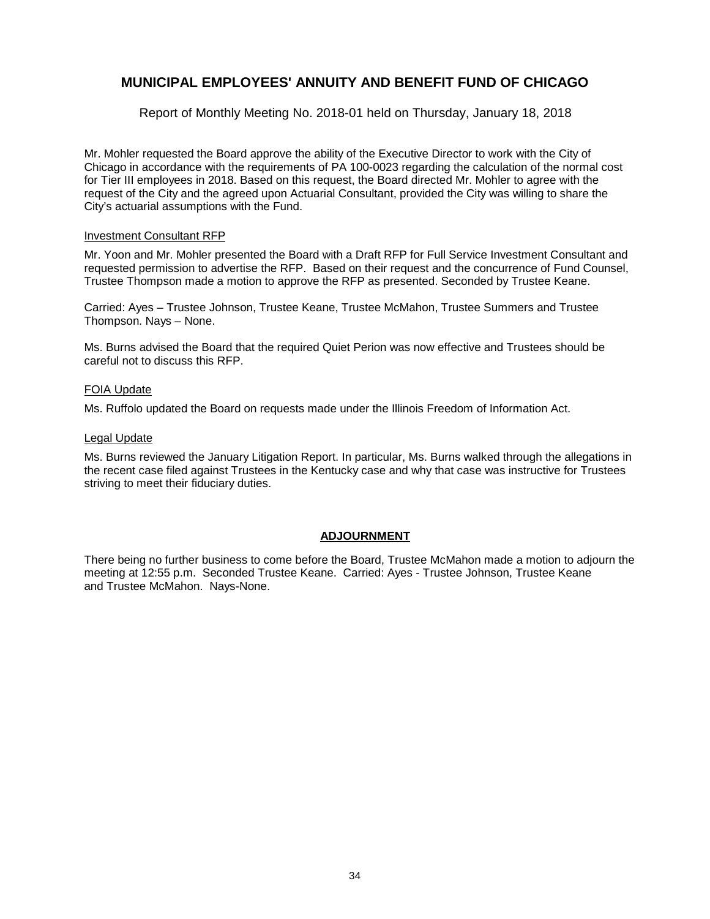# MUNICIPAL EMPLOYEES' ANNUITY AND BENEFIT FUND OF CHICAGO

Report of Monthly Meeting No. 2018-01 held on Thursday, January 18, 2018

Mr. Mohler requested the Board approve the ability of the Executive Director to work with the City of Chicago in accordance with the requirements of PA 100-0023 regarding the calculation of the normal cost for Tier III employees in 2018. Based on this request, the Board directed Mr. Mohler to agree with the request of the City and the agreed upon Actuarial Consultant, provided the City was willing to share the City's actuarial assumptions with the Fund.

Investment Consultant RFP

Mr. Yoon and Mr. Mohler presented the Board with a Draft RFP for Full Service Investment Consultant and requested permission to advertise the RFP. Based on their request and the concurrence of Fund Counsel, Trustee Thompson made a motion to approve the RFP as presented. Seconded by Trustee Keane.

Carried: Ayes – Trustee Johnson, Trustee Keane, Trustee McMahon, Trustee Summers and Trustee Thompson. Nays – None.

Ms. Burns advised the Board that the required Quiet Perion was now effective and Trustees should be careful not to discuss this RFP.

FOIA Update

Ms. Ruffolo updated the Board on requests made under the Illinois Freedom of Information Act.

Legal Update

Ms. Burns reviewed the January Litigation Report. In particular, Ms. Burns walked through the allegations in the recent case filed against Trustees in the Kentucky case and why that case was instructive for Trustees striving to meet their fiduciary duties.

**ADJOURNMENT**

There being no further business to come before the Board, Trustee McMahon made a motion to adjourn the meeting at 12:55 p.m. Seconded Trustee Keane. Carried: Ayes - Trustee Johnson, Trustee Keane and Trustee McMahon. Nays-None.